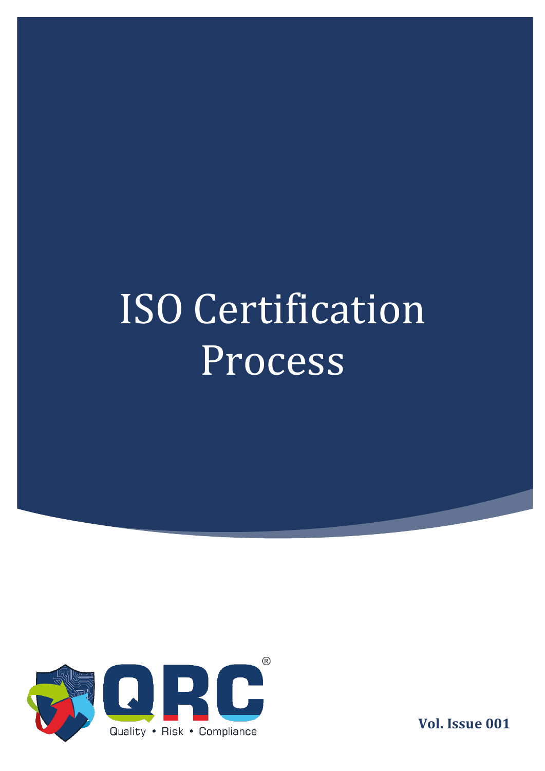# ISO Certification Process

QRC®

Quality • Risk • Compliance

**Vol. Issue 001**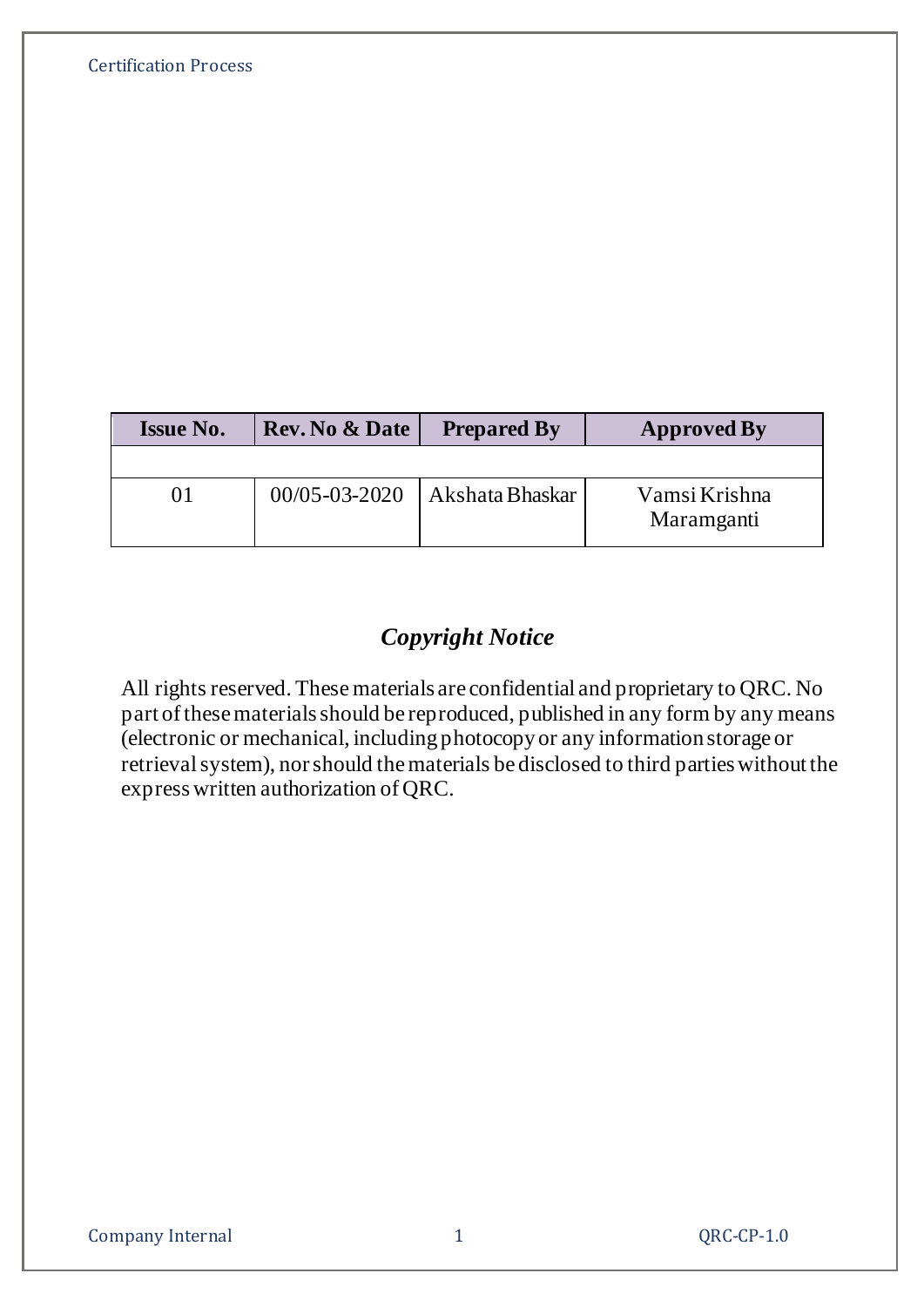| Issue No. | Rev. No & Date | Prepared By | Approved By |
|---|---|---|---|
| | | | |
| 01 | 00/05-03-2020 | Akshata Bhaskar | Vamsi Krishna Maramganti |

## *Copyright Notice*

All rights reserved. These materials are confidential and proprietary to QRC. No part of these materials should be reproduced, published in any form by any means (electronic or mechanical, including photocopy or any information storage or retrieval system), nor should the materials be disclosed to third parties without the express written authorization of QRC.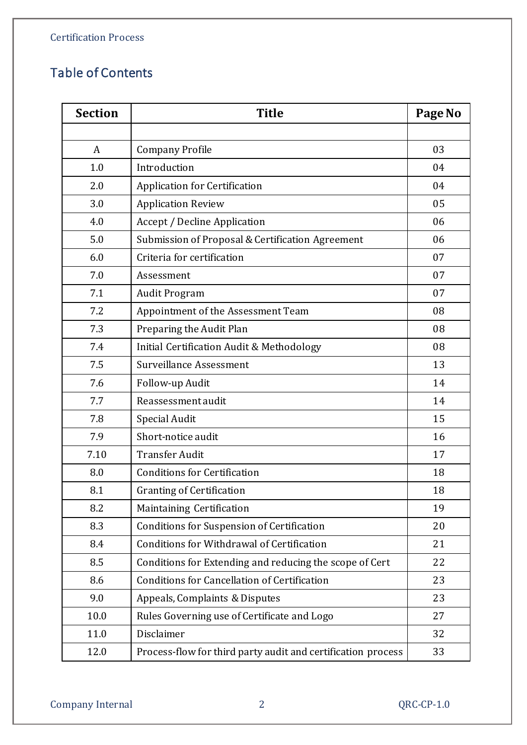## Table of Contents

| Section | Title | Page No |
|---|---|---|
| | | |
| A | Company Profile | 03 |
| 1.0 | Introduction | 04 |
| 2.0 | Application for Certification | 04 |
| 3.0 | Application Review | 05 |
| 4.0 | Accept / Decline Application | 06 |
| 5.0 | Submission of Proposal & Certification Agreement | 06 |
| 6.0 | Criteria for certification | 07 |
| 7.0 | Assessment | 07 |
| 7.1 | Audit Program | 07 |
| 7.2 | Appointment of the Assessment Team | 08 |
| 7.3 | Preparing the Audit Plan | 08 |
| 7.4 | Initial Certification Audit & Methodology | 08 |
| 7.5 | Surveillance Assessment | 13 |
| 7.6 | Follow-up Audit | 14 |
| 7.7 | Reassessment audit | 14 |
| 7.8 | Special Audit | 15 |
| 7.9 | Short-notice audit | 16 |
| 7.10 | Transfer Audit | 17 |
| 8.0 | Conditions for Certification | 18 |
| 8.1 | Granting of Certification | 18 |
| 8.2 | Maintaining Certification | 19 |
| 8.3 | Conditions for Suspension of Certification | 20 |
| 8.4 | Conditions for Withdrawal of Certification | 21 |
| 8.5 | Conditions for Extending and reducing the scope of Cert | 22 |
| 8.6 | Conditions for Cancellation of Certification | 23 |
| 9.0 | Appeals, Complaints & Disputes | 23 |
| 10.0 | Rules Governing use of Certificate and Logo | 27 |
| 11.0 | Disclaimer | 32 |
| 12.0 | Process-flow for third party audit and certification process | 33 |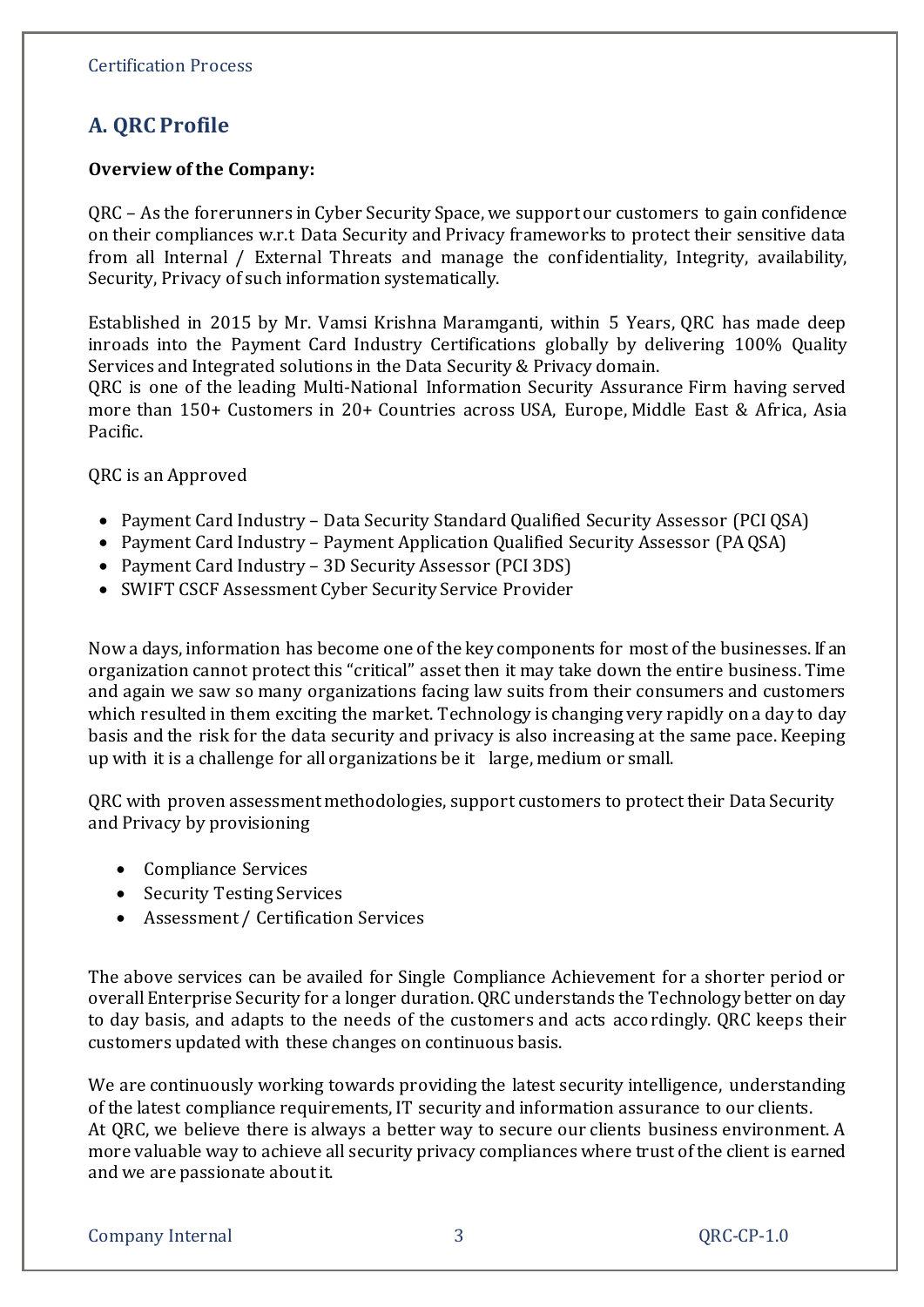## A. QRC Profile

**Overview of the Company:**

QRC – As the forerunners in Cyber Security Space, we support our customers to gain confidence on their compliances w.r.t Data Security and Privacy frameworks to protect their sensitive data from all Internal / External Threats and manage the confidentiality, Integrity, availability, Security, Privacy of such information systematically.

Established in 2015 by Mr. Vamsi Krishna Maramganti, within 5 Years, QRC has made deep inroads into the Payment Card Industry Certifications globally by delivering 100% Quality Services and Integrated solutions in the Data Security & Privacy domain.
QRC is one of the leading Multi-National Information Security Assurance Firm having served more than 150+ Customers in 20+ Countries across USA, Europe, Middle East & Africa, Asia Pacific.

QRC is an Approved

- Payment Card Industry – Data Security Standard Qualified Security Assessor (PCI QSA)
- Payment Card Industry – Payment Application Qualified Security Assessor (PA QSA)
- Payment Card Industry – 3D Security Assessor (PCI 3DS)
- SWIFT CSCF Assessment Cyber Security Service Provider

Now a days, information has become one of the key components for most of the businesses. If an organization cannot protect this "critical" asset then it may take down the entire business. Time and again we saw so many organizations facing law suits from their consumers and customers which resulted in them exciting the market. Technology is changing very rapidly on a day to day basis and the risk for the data security and privacy is also increasing at the same pace. Keeping up with it is a challenge for all organizations be it large, medium or small.

QRC with proven assessment methodologies, support customers to protect their Data Security and Privacy by provisioning

- Compliance Services
- Security Testing Services
- Assessment / Certification Services

The above services can be availed for Single Compliance Achievement for a shorter period or overall Enterprise Security for a longer duration. QRC understands the Technology better on day to day basis, and adapts to the needs of the customers and acts accordingly. QRC keeps their customers updated with these changes on continuous basis.

We are continuously working towards providing the latest security intelligence, understanding of the latest compliance requirements, IT security and information assurance to our clients.
At QRC, we believe there is always a better way to secure our clients business environment. A more valuable way to achieve all security privacy compliances where trust of the client is earned and we are passionate about it.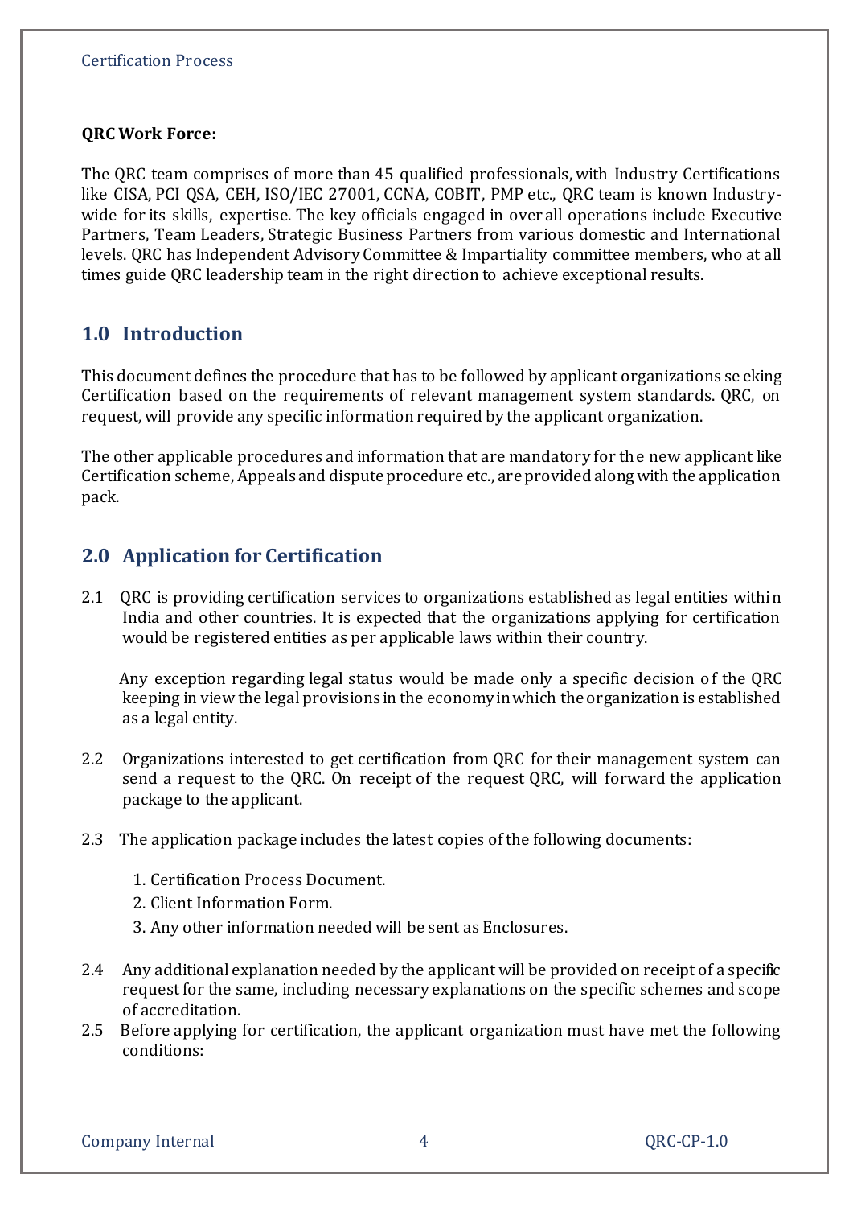**QRC Work Force:**

The QRC team comprises of more than 45 qualified professionals, with Industry Certifications like CISA, PCI QSA, CEH, ISO/IEC 27001, CCNA, COBIT, PMP etc., QRC team is known Industry-wide for its skills, expertise. The key officials engaged in over all operations include Executive Partners, Team Leaders, Strategic Business Partners from various domestic and International levels. QRC has Independent Advisory Committee & Impartiality committee members, who at all times guide QRC leadership team in the right direction to achieve exceptional results.

## 1.0 Introduction

This document defines the procedure that has to be followed by applicant organizations seeking Certification based on the requirements of relevant management system standards. QRC, on request, will provide any specific information required by the applicant organization.

The other applicable procedures and information that are mandatory for the new applicant like Certification scheme, Appeals and dispute procedure etc., are provided along with the application pack.

## 2.0 Application for Certification

2.1 QRC is providing certification services to organizations established as legal entities within India and other countries. It is expected that the organizations applying for certification would be registered entities as per applicable laws within their country.

Any exception regarding legal status would be made only a specific decision of the QRC keeping in view the legal provisions in the economy in which the organization is established as a legal entity.

2.2 Organizations interested to get certification from QRC for their management system can send a request to the QRC. On receipt of the request QRC, will forward the application package to the applicant.

2.3 The application package includes the latest copies of the following documents:

1. Certification Process Document.
2. Client Information Form.
3. Any other information needed will be sent as Enclosures.

2.4 Any additional explanation needed by the applicant will be provided on receipt of a specific request for the same, including necessary explanations on the specific schemes and scope of accreditation.

2.5 Before applying for certification, the applicant organization must have met the following conditions: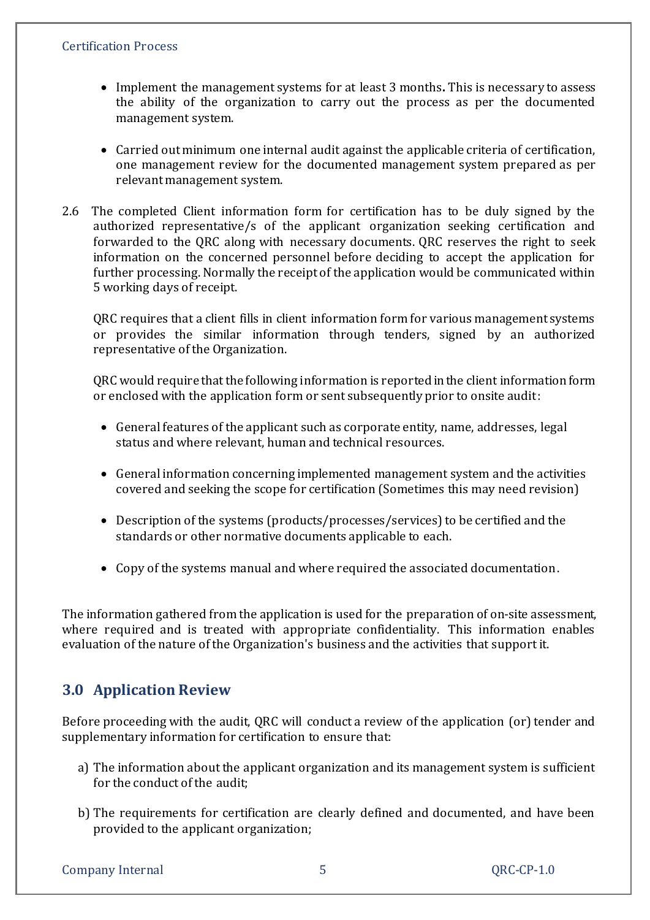- Implement the management systems for at least 3 months**.** This is necessary to assess the ability of the organization to carry out the process as per the documented management system.

- Carried out minimum one internal audit against the applicable criteria of certification, one management review for the documented management system prepared as per relevant management system.

2.6 The completed Client information form for certification has to be duly signed by the authorized representative/s of the applicant organization seeking certification and forwarded to the QRC along with necessary documents. QRC reserves the right to seek information on the concerned personnel before deciding to accept the application for further processing. Normally the receipt of the application would be communicated within 5 working days of receipt.

QRC requires that a client fills in client information form for various management systems or provides the similar information through tenders, signed by an authorized representative of the Organization.

QRC would require that the following information is reported in the client information form or enclosed with the application form or sent subsequently prior to onsite audit:

- General features of the applicant such as corporate entity, name, addresses, legal status and where relevant, human and technical resources.

- General information concerning implemented management system and the activities covered and seeking the scope for certification (Sometimes this may need revision)

- Description of the systems (products/processes/services) to be certified and the standards or other normative documents applicable to each.

- Copy of the systems manual and where required the associated documentation.

The information gathered from the application is used for the preparation of on-site assessment, where required and is treated with appropriate confidentiality. This information enables evaluation of the nature of the Organization's business and the activities that support it.

## 3.0 Application Review

Before proceeding with the audit, QRC will conduct a review of the application (or) tender and supplementary information for certification to ensure that:

a) The information about the applicant organization and its management system is sufficient for the conduct of the audit;

b) The requirements for certification are clearly defined and documented, and have been provided to the applicant organization;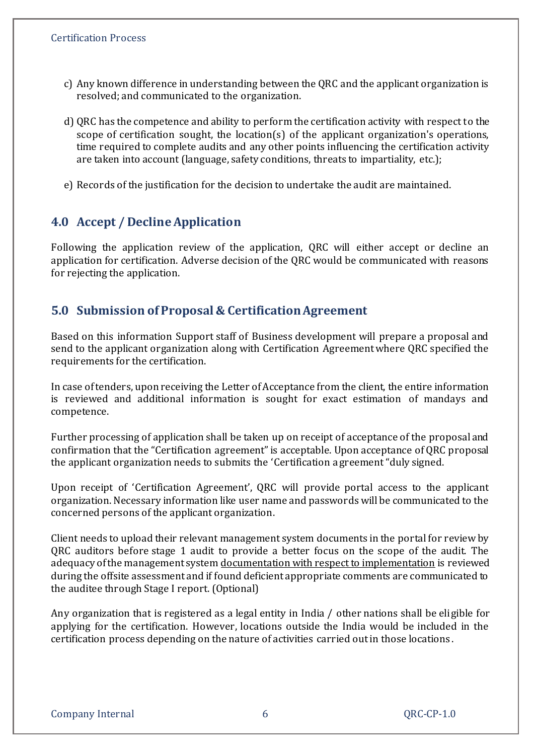c) Any known difference in understanding between the QRC and the applicant organization is resolved; and communicated to the organization.

d) QRC has the competence and ability to perform the certification activity with respect to the scope of certification sought, the location(s) of the applicant organization's operations, time required to complete audits and any other points influencing the certification activity are taken into account (language, safety conditions, threats to impartiality, etc.);

e) Records of the justification for the decision to undertake the audit are maintained.

## 4.0 Accept / Decline Application

Following the application review of the application, QRC will either accept or decline an application for certification. Adverse decision of the QRC would be communicated with reasons for rejecting the application.

## 5.0 Submission of Proposal & Certification Agreement

Based on this information Support staff of Business development will prepare a proposal and send to the applicant organization along with Certification Agreement where QRC specified the requirements for the certification.

In case of tenders, upon receiving the Letter of Acceptance from the client, the entire information is reviewed and additional information is sought for exact estimation of mandays and competence.

Further processing of application shall be taken up on receipt of acceptance of the proposal and confirmation that the "Certification agreement" is acceptable. Upon acceptance of QRC proposal the applicant organization needs to submits the 'Certification agreement "duly signed.

Upon receipt of 'Certification Agreement', QRC will provide portal access to the applicant organization. Necessary information like user name and passwords will be communicated to the concerned persons of the applicant organization.

Client needs to upload their relevant management system documents in the portal for review by QRC auditors before stage 1 audit to provide a better focus on the scope of the audit. The adequacy of the management system documentation with respect to implementation is reviewed during the offsite assessment and if found deficient appropriate comments are communicated to the auditee through Stage I report. (Optional)

Any organization that is registered as a legal entity in India / other nations shall be eligible for applying for the certification. However, locations outside the India would be included in the certification process depending on the nature of activities carried out in those locations.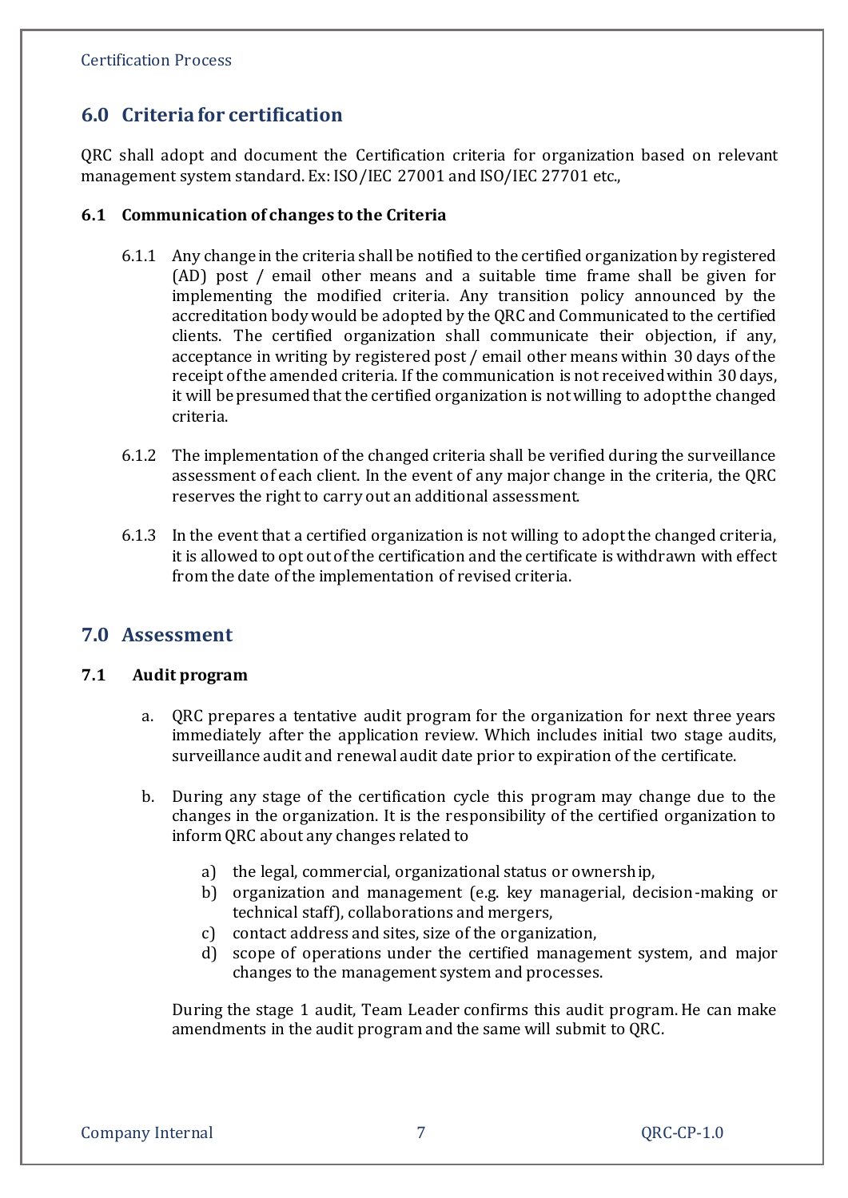## 6.0 Criteria for certification

QRC shall adopt and document the Certification criteria for organization based on relevant management system standard. Ex: ISO/IEC 27001 and ISO/IEC 27701 etc.,

### 6.1 Communication of changes to the Criteria

6.1.1 Any change in the criteria shall be notified to the certified organization by registered (AD) post / email other means and a suitable time frame shall be given for implementing the modified criteria. Any transition policy announced by the accreditation body would be adopted by the QRC and Communicated to the certified clients. The certified organization shall communicate their objection, if any, acceptance in writing by registered post / email other means within 30 days of the receipt of the amended criteria. If the communication is not received within 30 days, it will be presumed that the certified organization is not willing to adopt the changed criteria.

6.1.2 The implementation of the changed criteria shall be verified during the surveillance assessment of each client. In the event of any major change in the criteria, the QRC reserves the right to carry out an additional assessment.

6.1.3 In the event that a certified organization is not willing to adopt the changed criteria, it is allowed to opt out of the certification and the certificate is withdrawn with effect from the date of the implementation of revised criteria.

## 7.0 Assessment

### 7.1 Audit program

a. QRC prepares a tentative audit program for the organization for next three years immediately after the application review. Which includes initial two stage audits, surveillance audit and renewal audit date prior to expiration of the certificate.

b. During any stage of the certification cycle this program may change due to the changes in the organization. It is the responsibility of the certified organization to inform QRC about any changes related to

   a) the legal, commercial, organizational status or ownership,
   b) organization and management (e.g. key managerial, decision-making or technical staff), collaborations and mergers,
   c) contact address and sites, size of the organization,
   d) scope of operations under the certified management system, and major changes to the management system and processes.

   During the stage 1 audit, Team Leader confirms this audit program. He can make amendments in the audit program and the same will submit to QRC.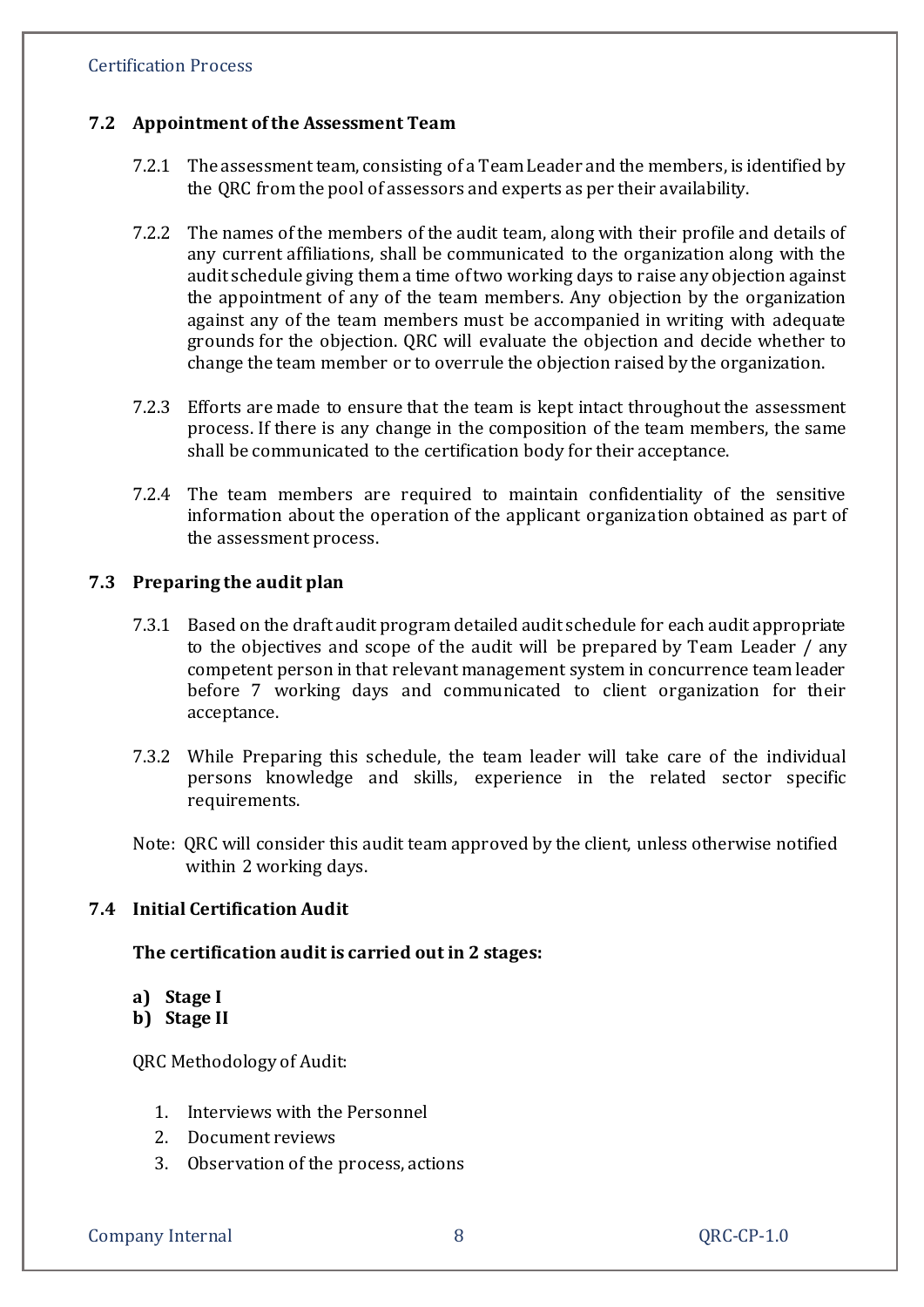## 7.2 Appointment of the Assessment Team

7.2.1 The assessment team, consisting of a Team Leader and the members, is identified by the QRC from the pool of assessors and experts as per their availability.

7.2.2 The names of the members of the audit team, along with their profile and details of any current affiliations, shall be communicated to the organization along with the audit schedule giving them a time of two working days to raise any objection against the appointment of any of the team members. Any objection by the organization against any of the team members must be accompanied in writing with adequate grounds for the objection. QRC will evaluate the objection and decide whether to change the team member or to overrule the objection raised by the organization.

7.2.3 Efforts are made to ensure that the team is kept intact throughout the assessment process. If there is any change in the composition of the team members, the same shall be communicated to the certification body for their acceptance.

7.2.4 The team members are required to maintain confidentiality of the sensitive information about the operation of the applicant organization obtained as part of the assessment process.

## 7.3 Preparing the audit plan

7.3.1 Based on the draft audit program detailed audit schedule for each audit appropriate to the objectives and scope of the audit will be prepared by Team Leader / any competent person in that relevant management system in concurrence team leader before 7 working days and communicated to client organization for their acceptance.

7.3.2 While Preparing this schedule, the team leader will take care of the individual persons knowledge and skills, experience in the related sector specific requirements.

Note: QRC will consider this audit team approved by the client, unless otherwise notified within 2 working days.

## 7.4 Initial Certification Audit

**The certification audit is carried out in 2 stages:**

**a) Stage I**
**b) Stage II**

QRC Methodology of Audit:

1. Interviews with the Personnel
2. Document reviews
3. Observation of the process, actions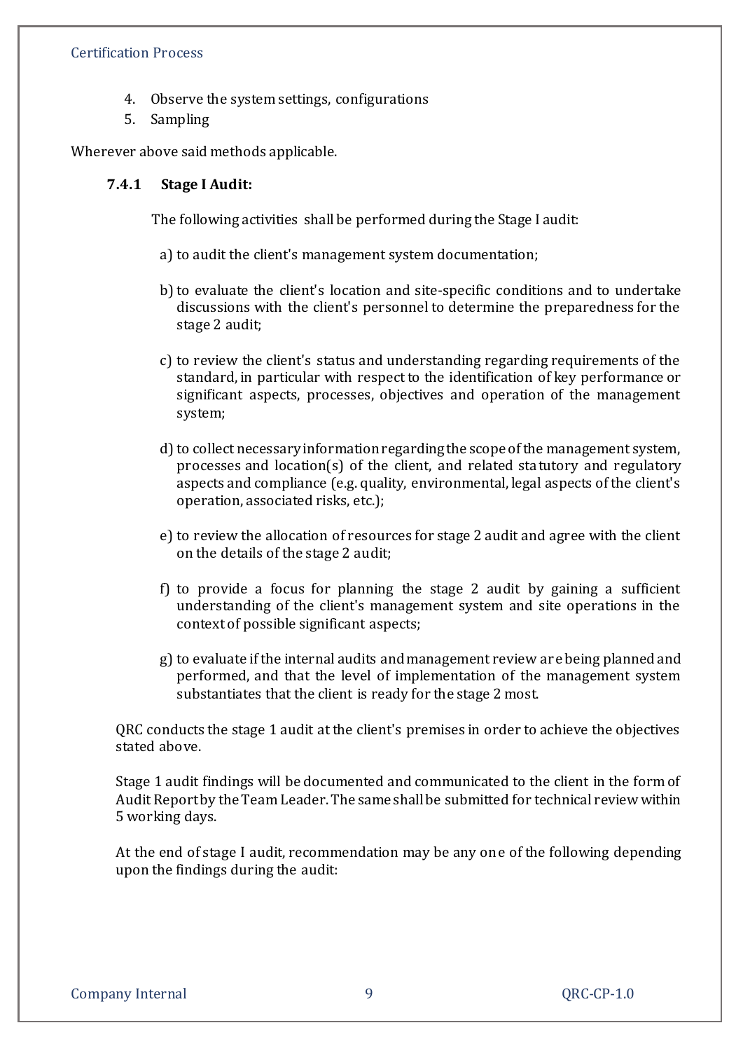4. Observe the system settings, configurations
5. Sampling

Wherever above said methods applicable.

### 7.4.1 Stage I Audit:

The following activities shall be performed during the Stage I audit:

a) to audit the client's management system documentation;

b) to evaluate the client's location and site-specific conditions and to undertake discussions with the client's personnel to determine the preparedness for the stage 2 audit;

c) to review the client's status and understanding regarding requirements of the standard, in particular with respect to the identification of key performance or significant aspects, processes, objectives and operation of the management system;

d) to collect necessary information regarding the scope of the management system, processes and location(s) of the client, and related statutory and regulatory aspects and compliance (e.g. quality, environmental, legal aspects of the client's operation, associated risks, etc.);

e) to review the allocation of resources for stage 2 audit and agree with the client on the details of the stage 2 audit;

f) to provide a focus for planning the stage 2 audit by gaining a sufficient understanding of the client's management system and site operations in the context of possible significant aspects;

g) to evaluate if the internal audits and management review are being planned and performed, and that the level of implementation of the management system substantiates that the client is ready for the stage 2 most.

QRC conducts the stage 1 audit at the client's premises in order to achieve the objectives stated above.

Stage 1 audit findings will be documented and communicated to the client in the form of Audit Report by the Team Leader. The same shall be submitted for technical review within 5 working days.

At the end of stage I audit, recommendation may be any one of the following depending upon the findings during the audit: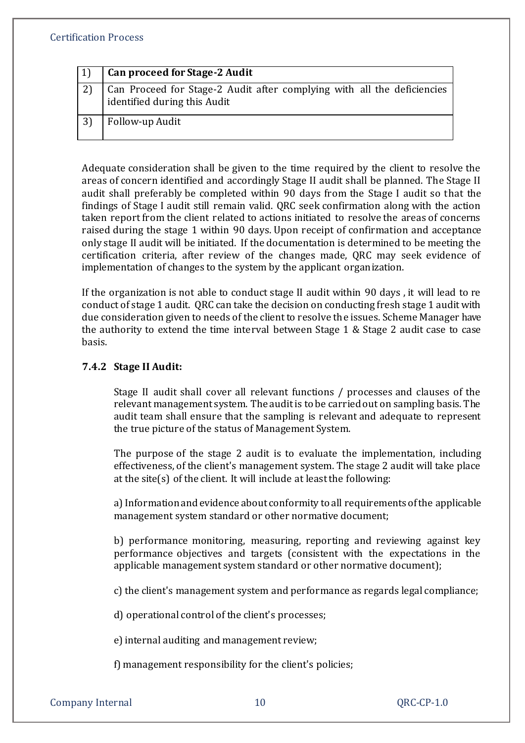| | |
|---|---|
| 1) | **Can proceed for Stage-2 Audit** |
| 2) | Can Proceed for Stage-2 Audit after complying with all the deficiencies identified during this Audit |
| 3) | Follow-up Audit |

Adequate consideration shall be given to the time required by the client to resolve the areas of concern identified and accordingly Stage II audit shall be planned. The Stage II audit shall preferably be completed within 90 days from the Stage I audit so that the findings of Stage I audit still remain valid. QRC seek confirmation along with the action taken report from the client related to actions initiated to resolve the areas of concerns raised during the stage 1 within 90 days. Upon receipt of confirmation and acceptance only stage II audit will be initiated. If the documentation is determined to be meeting the certification criteria, after review of the changes made, QRC may seek evidence of implementation of changes to the system by the applicant organization.

If the organization is not able to conduct stage II audit within 90 days , it will lead to re conduct of stage 1 audit. QRC can take the decision on conducting fresh stage 1 audit with due consideration given to needs of the client to resolve the issues. Scheme Manager have the authority to extend the time interval between Stage 1 & Stage 2 audit case to case basis.

### 7.4.2 Stage II Audit:

Stage II audit shall cover all relevant functions / processes and clauses of the relevant management system. The audit is to be carried out on sampling basis. The audit team shall ensure that the sampling is relevant and adequate to represent the true picture of the status of Management System.

The purpose of the stage 2 audit is to evaluate the implementation, including effectiveness, of the client's management system. The stage 2 audit will take place at the site(s) of the client. It will include at least the following:

a) Information and evidence about conformity to all requirements of the applicable management system standard or other normative document;

b) performance monitoring, measuring, reporting and reviewing against key performance objectives and targets (consistent with the expectations in the applicable management system standard or other normative document);

c) the client's management system and performance as regards legal compliance;

d) operational control of the client's processes;

e) internal auditing and management review;

f) management responsibility for the client's policies;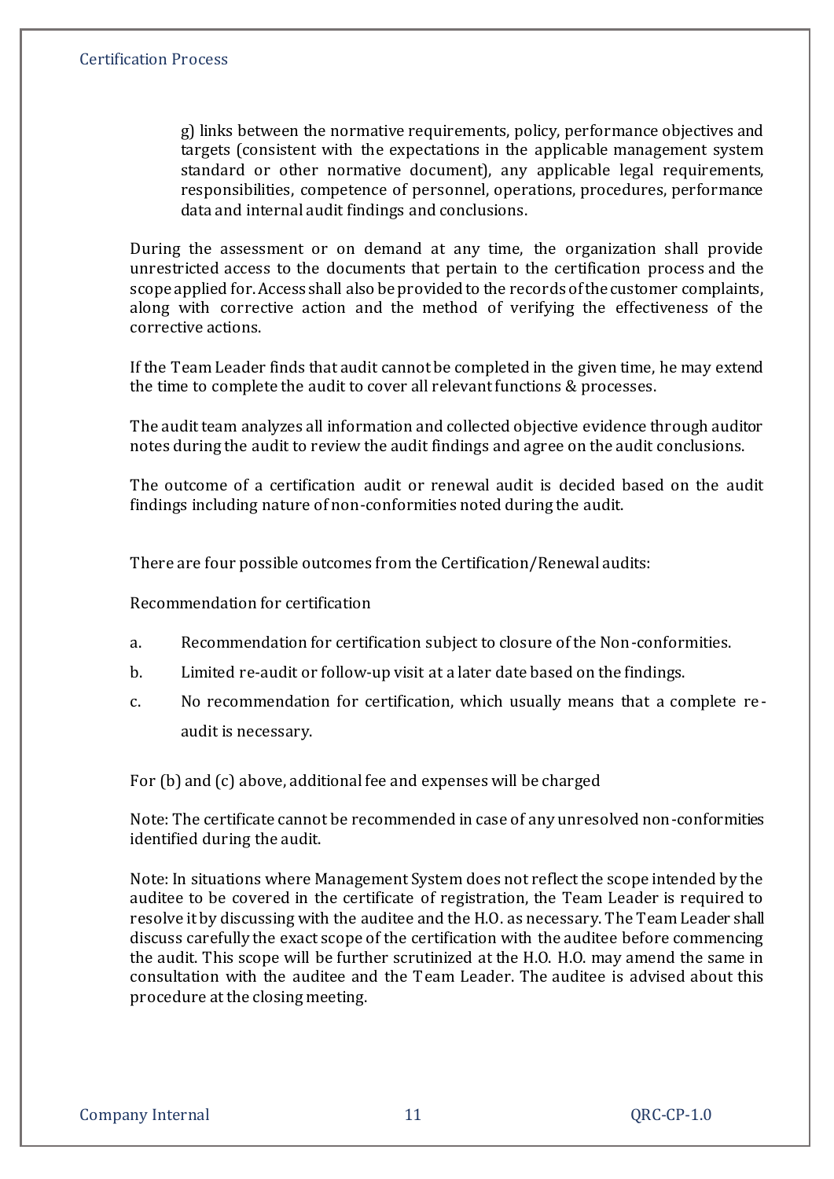g) links between the normative requirements, policy, performance objectives and targets (consistent with the expectations in the applicable management system standard or other normative document), any applicable legal requirements, responsibilities, competence of personnel, operations, procedures, performance data and internal audit findings and conclusions.

During the assessment or on demand at any time, the organization shall provide unrestricted access to the documents that pertain to the certification process and the scope applied for. Access shall also be provided to the records of the customer complaints, along with corrective action and the method of verifying the effectiveness of the corrective actions.

If the Team Leader finds that audit cannot be completed in the given time, he may extend the time to complete the audit to cover all relevant functions & processes.

The audit team analyzes all information and collected objective evidence through auditor notes during the audit to review the audit findings and agree on the audit conclusions.

The outcome of a certification audit or renewal audit is decided based on the audit findings including nature of non-conformities noted during the audit.

There are four possible outcomes from the Certification/Renewal audits:

Recommendation for certification

a. Recommendation for certification subject to closure of the Non-conformities.

b. Limited re-audit or follow-up visit at a later date based on the findings.

c. No recommendation for certification, which usually means that a complete re-audit is necessary.

For (b) and (c) above, additional fee and expenses will be charged

Note: The certificate cannot be recommended in case of any unresolved non-conformities identified during the audit.

Note: In situations where Management System does not reflect the scope intended by the auditee to be covered in the certificate of registration, the Team Leader is required to resolve it by discussing with the auditee and the H.O. as necessary. The Team Leader shall discuss carefully the exact scope of the certification with the auditee before commencing the audit. This scope will be further scrutinized at the H.O. H.O. may amend the same in consultation with the auditee and the Team Leader. The auditee is advised about this procedure at the closing meeting.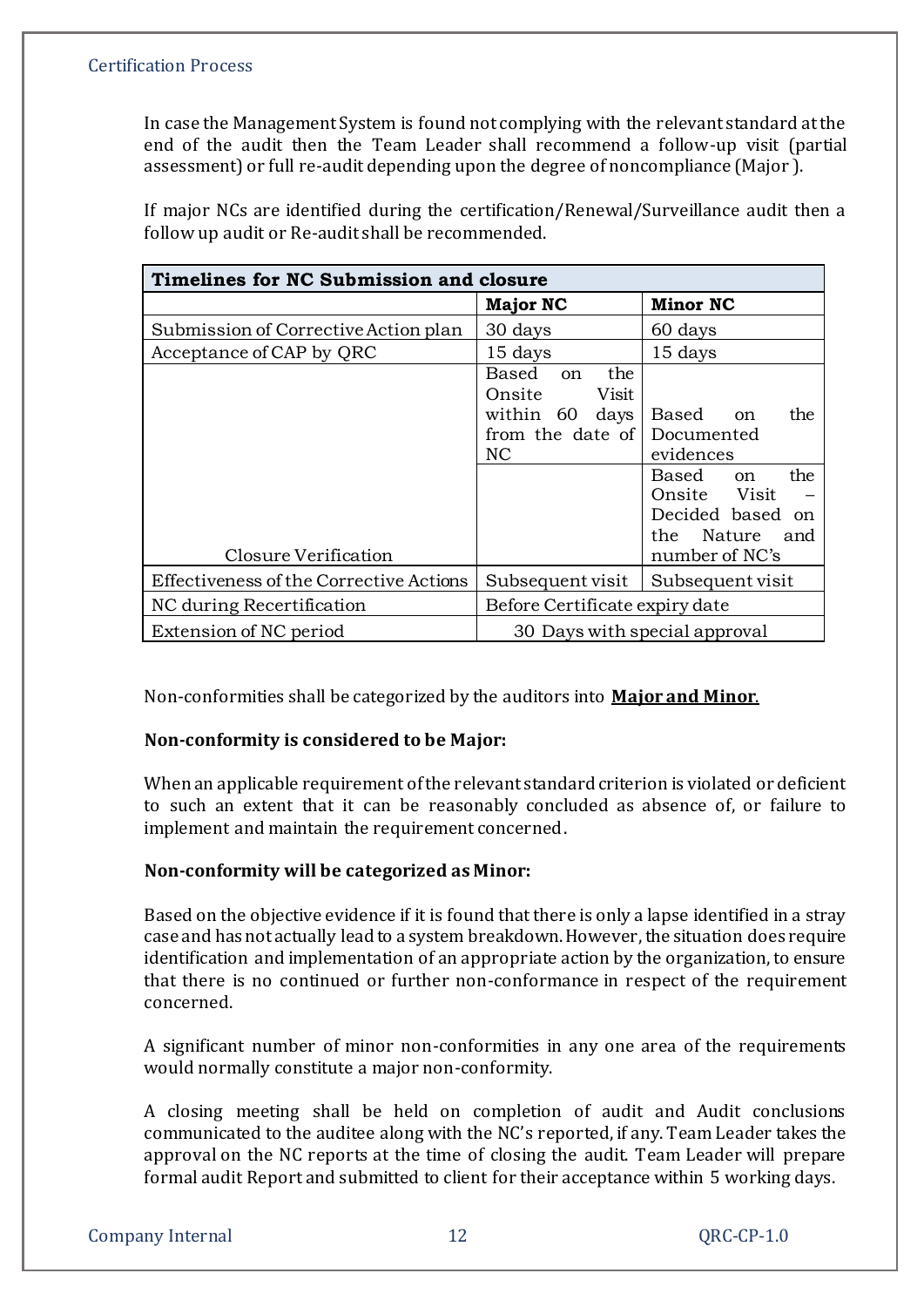In case the Management System is found not complying with the relevant standard at the end of the audit then the Team Leader shall recommend a follow-up visit (partial assessment) or full re-audit depending upon the degree of noncompliance (Major ).

If major NCs are identified during the certification/Renewal/Surveillance audit then a follow up audit or Re-audit shall be recommended.

| Timelines for NC Submission and closure | | |
|---|---|---|
| | **Major NC** | **Minor NC** |
| Submission of Corrective Action plan | 30 days | 60 days |
| Acceptance of CAP by QRC | 15 days | 15 days |
| Closure Verification | Based on the Onsite Visit within 60 days from the date of NC | Based on the Documented evidences |
| | | Based on the Onsite Visit – Decided based on the Nature and number of NC's |
| Effectiveness of the Corrective Actions | Subsequent visit | Subsequent visit |
| NC during Recertification | Before Certificate expiry date | |
| Extension of NC period | 30 Days with special approval | |

Non-conformities shall be categorized by the auditors into **Major and Minor**.

**Non-conformity is considered to be Major:**

When an applicable requirement of the relevant standard criterion is violated or deficient to such an extent that it can be reasonably concluded as absence of, or failure to implement and maintain the requirement concerned.

**Non-conformity will be categorized as Minor:**

Based on the objective evidence if it is found that there is only a lapse identified in a stray case and has not actually lead to a system breakdown. However, the situation does require identification and implementation of an appropriate action by the organization, to ensure that there is no continued or further non-conformance in respect of the requirement concerned.

A significant number of minor non-conformities in any one area of the requirements would normally constitute a major non-conformity.

A closing meeting shall be held on completion of audit and Audit conclusions communicated to the auditee along with the NC's reported, if any. Team Leader takes the approval on the NC reports at the time of closing the audit. Team Leader will prepare formal audit Report and submitted to client for their acceptance within 5 working days.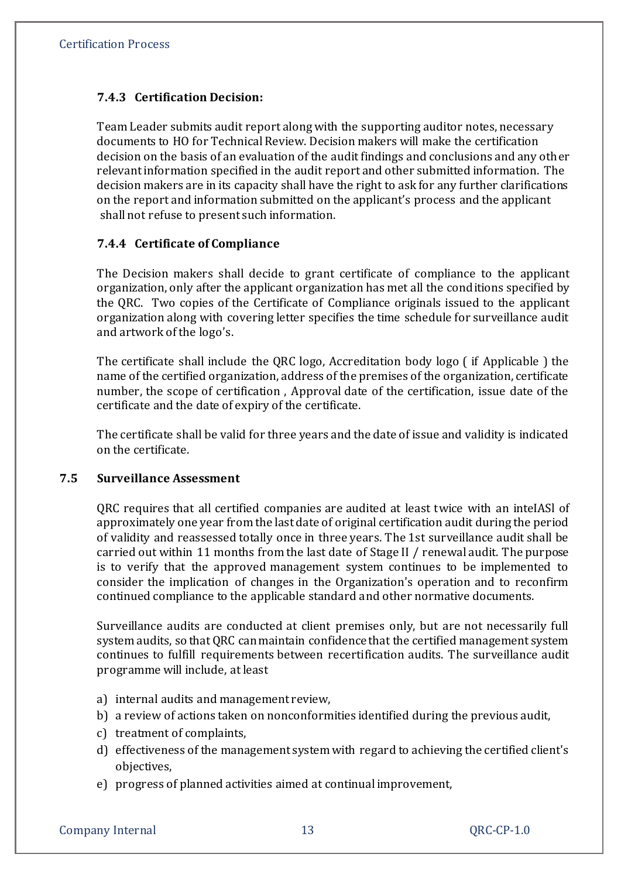### 7.4.3 Certification Decision:

Team Leader submits audit report along with the supporting auditor notes, necessary documents to HO for Technical Review. Decision makers will make the certification decision on the basis of an evaluation of the audit findings and conclusions and any other relevant information specified in the audit report and other submitted information. The decision makers are in its capacity shall have the right to ask for any further clarifications on the report and information submitted on the applicant's process and the applicant shall not refuse to present such information.

### 7.4.4 Certificate of Compliance

The Decision makers shall decide to grant certificate of compliance to the applicant organization, only after the applicant organization has met all the conditions specified by the QRC. Two copies of the Certificate of Compliance originals issued to the applicant organization along with covering letter specifies the time schedule for surveillance audit and artwork of the logo's.

The certificate shall include the QRC logo, Accreditation body logo ( if Applicable ) the name of the certified organization, address of the premises of the organization, certificate number, the scope of certification , Approval date of the certification, issue date of the certificate and the date of expiry of the certificate.

The certificate shall be valid for three years and the date of issue and validity is indicated on the certificate.

## 7.5 Surveillance Assessment

QRC requires that all certified companies are audited at least twice with an inteIASl of approximately one year from the last date of original certification audit during the period of validity and reassessed totally once in three years. The 1st surveillance audit shall be carried out within 11 months from the last date of Stage II / renewal audit. The purpose is to verify that the approved management system continues to be implemented to consider the implication of changes in the Organization's operation and to reconfirm continued compliance to the applicable standard and other normative documents.

Surveillance audits are conducted at client premises only, but are not necessarily full system audits, so that QRC can maintain confidence that the certified management system continues to fulfill requirements between recertification audits. The surveillance audit programme will include, at least

a) internal audits and management review,
b) a review of actions taken on nonconformities identified during the previous audit,
c) treatment of complaints,
d) effectiveness of the management system with regard to achieving the certified client's objectives,
e) progress of planned activities aimed at continual improvement,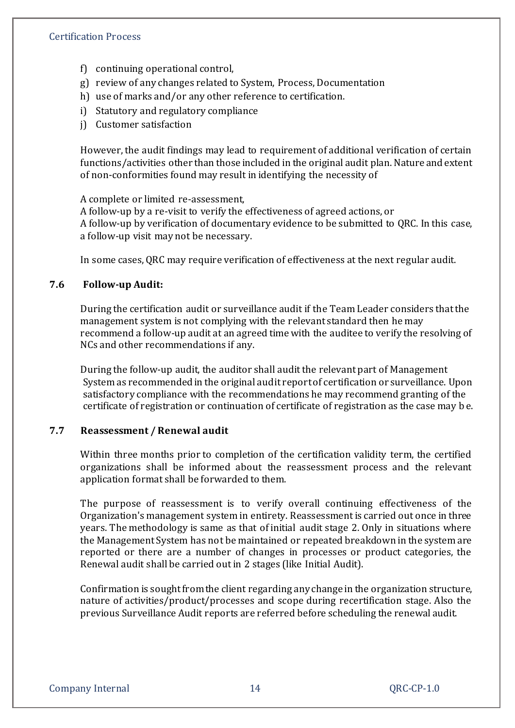f) continuing operational control,
g) review of any changes related to System, Process, Documentation
h) use of marks and/or any other reference to certification.
i) Statutory and regulatory compliance
j) Customer satisfaction

However, the audit findings may lead to requirement of additional verification of certain functions/activities other than those included in the original audit plan. Nature and extent of non-conformities found may result in identifying the necessity of

A complete or limited re-assessment,
A follow-up by a re-visit to verify the effectiveness of agreed actions, or
A follow-up by verification of documentary evidence to be submitted to QRC. In this case, a follow-up visit may not be necessary.

In some cases, QRC may require verification of effectiveness at the next regular audit.

### 7.6 Follow-up Audit:

During the certification audit or surveillance audit if the Team Leader considers that the management system is not complying with the relevant standard then he may recommend a follow-up audit at an agreed time with the auditee to verify the resolving of NCs and other recommendations if any.

During the follow-up audit, the auditor shall audit the relevant part of Management System as recommended in the original audit report of certification or surveillance. Upon satisfactory compliance with the recommendations he may recommend granting of the certificate of registration or continuation of certificate of registration as the case may b e.

### 7.7 Reassessment / Renewal audit

Within three months prior to completion of the certification validity term, the certified organizations shall be informed about the reassessment process and the relevant application format shall be forwarded to them.

The purpose of reassessment is to verify overall continuing effectiveness of the Organization's management system in entirety. Reassessment is carried out once in three years. The methodology is same as that of initial audit stage 2. Only in situations where the Management System has not be maintained or repeated breakdown in the system are reported or there are a number of changes in processes or product categories, the Renewal audit shall be carried out in 2 stages (like Initial Audit).

Confirmation is sought from the client regarding any change in the organization structure, nature of activities/product/processes and scope during recertification stage. Also the previous Surveillance Audit reports are referred before scheduling the renewal audit.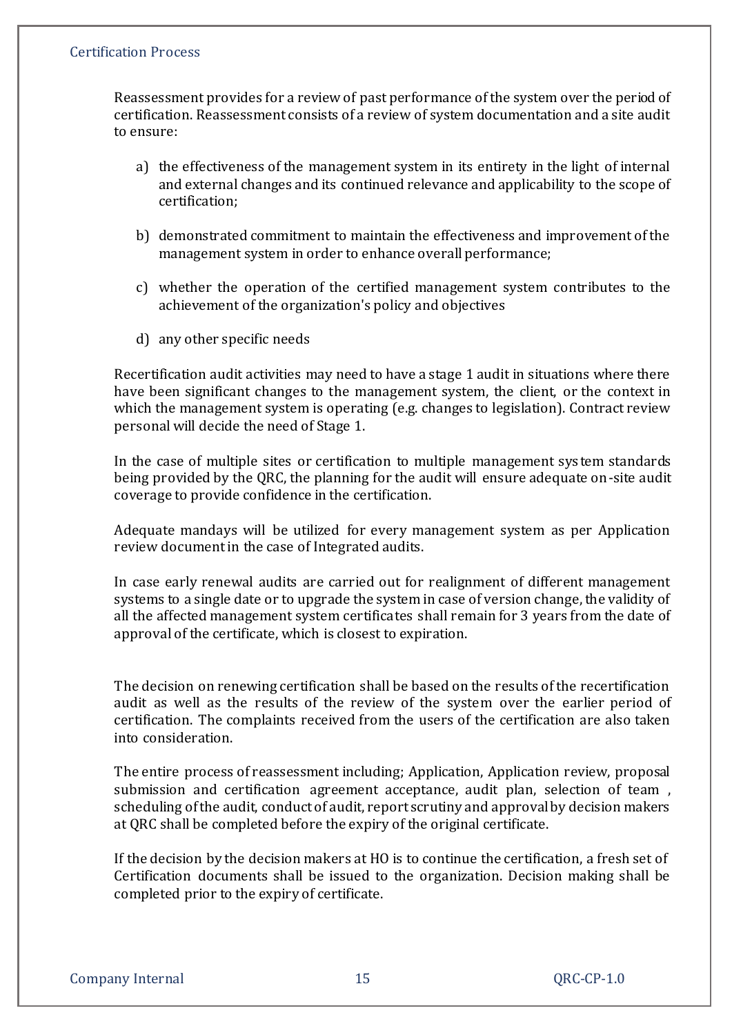Reassessment provides for a review of past performance of the system over the period of certification. Reassessment consists of a review of system documentation and a site audit to ensure:

a) the effectiveness of the management system in its entirety in the light of internal and external changes and its continued relevance and applicability to the scope of certification;

b) demonstrated commitment to maintain the effectiveness and improvement of the management system in order to enhance overall performance;

c) whether the operation of the certified management system contributes to the achievement of the organization's policy and objectives

d) any other specific needs

Recertification audit activities may need to have a stage 1 audit in situations where there have been significant changes to the management system, the client, or the context in which the management system is operating (e.g. changes to legislation). Contract review personal will decide the need of Stage 1.

In the case of multiple sites or certification to multiple management system standards being provided by the QRC, the planning for the audit will ensure adequate on-site audit coverage to provide confidence in the certification.

Adequate mandays will be utilized for every management system as per Application review document in the case of Integrated audits.

In case early renewal audits are carried out for realignment of different management systems to a single date or to upgrade the system in case of version change, the validity of all the affected management system certificates shall remain for 3 years from the date of approval of the certificate, which is closest to expiration.

The decision on renewing certification shall be based on the results of the recertification audit as well as the results of the review of the system over the earlier period of certification. The complaints received from the users of the certification are also taken into consideration.

The entire process of reassessment including; Application, Application review, proposal submission and certification agreement acceptance, audit plan, selection of team , scheduling of the audit, conduct of audit, report scrutiny and approval by decision makers at QRC shall be completed before the expiry of the original certificate.

If the decision by the decision makers at HO is to continue the certification, a fresh set of Certification documents shall be issued to the organization. Decision making shall be completed prior to the expiry of certificate.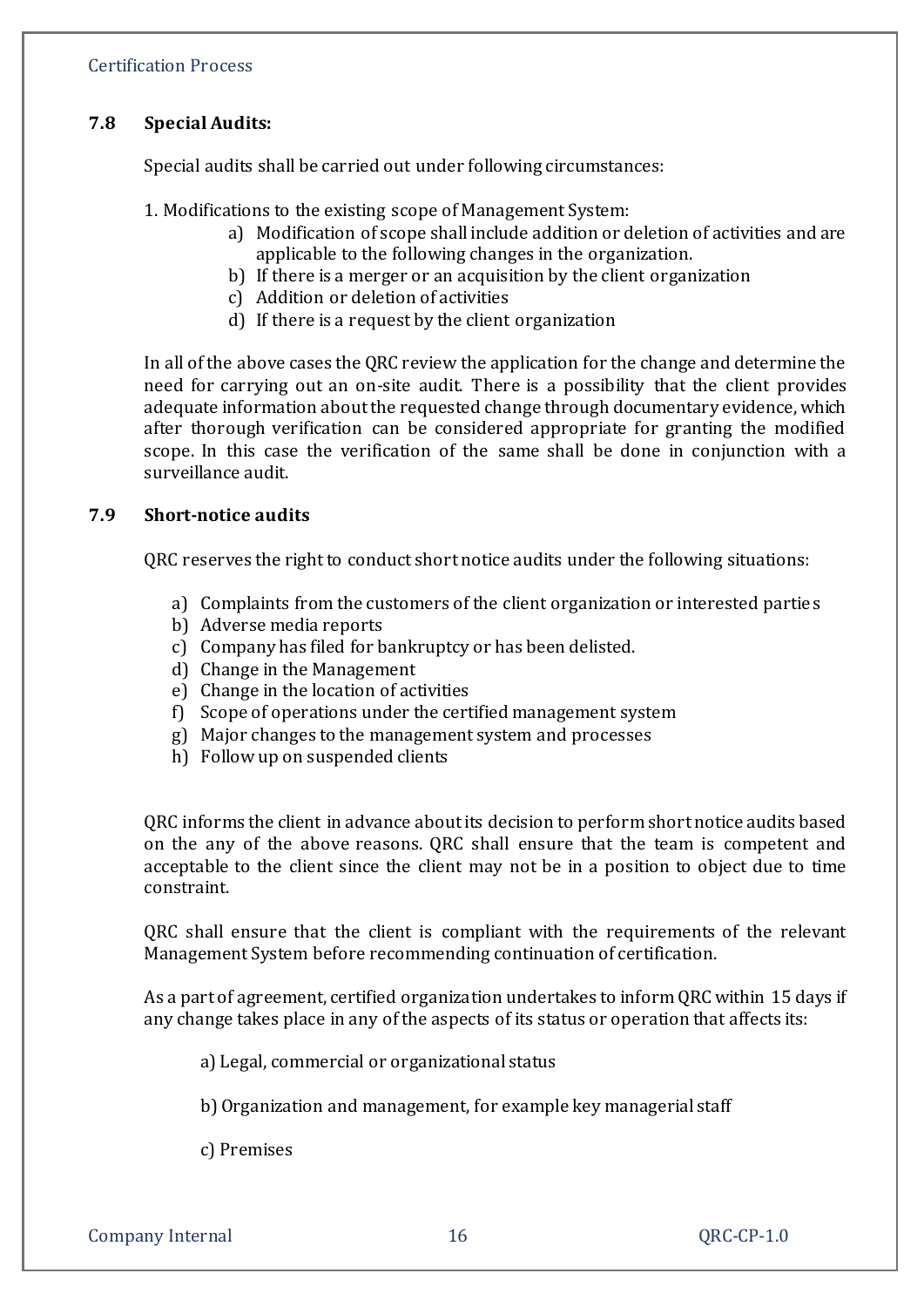## 7.8 Special Audits:

Special audits shall be carried out under following circumstances:

1. Modifications to the existing scope of Management System:
    a) Modification of scope shall include addition or deletion of activities and are applicable to the following changes in the organization.
    b) If there is a merger or an acquisition by the client organization
    c) Addition or deletion of activities
    d) If there is a request by the client organization

In all of the above cases the QRC review the application for the change and determine the need for carrying out an on-site audit. There is a possibility that the client provides adequate information about the requested change through documentary evidence, which after thorough verification can be considered appropriate for granting the modified scope. In this case the verification of the same shall be done in conjunction with a surveillance audit.

## 7.9 Short-notice audits

QRC reserves the right to conduct short notice audits under the following situations:

a) Complaints from the customers of the client organization or interested parties
b) Adverse media reports
c) Company has filed for bankruptcy or has been delisted.
d) Change in the Management
e) Change in the location of activities
f) Scope of operations under the certified management system
g) Major changes to the management system and processes
h) Follow up on suspended clients

QRC informs the client in advance about its decision to perform short notice audits based on the any of the above reasons. QRC shall ensure that the team is competent and acceptable to the client since the client may not be in a position to object due to time constraint.

QRC shall ensure that the client is compliant with the requirements of the relevant Management System before recommending continuation of certification.

As a part of agreement, certified organization undertakes to inform QRC within 15 days if any change takes place in any of the aspects of its status or operation that affects its:

a) Legal, commercial or organizational status

b) Organization and management, for example key managerial staff

c) Premises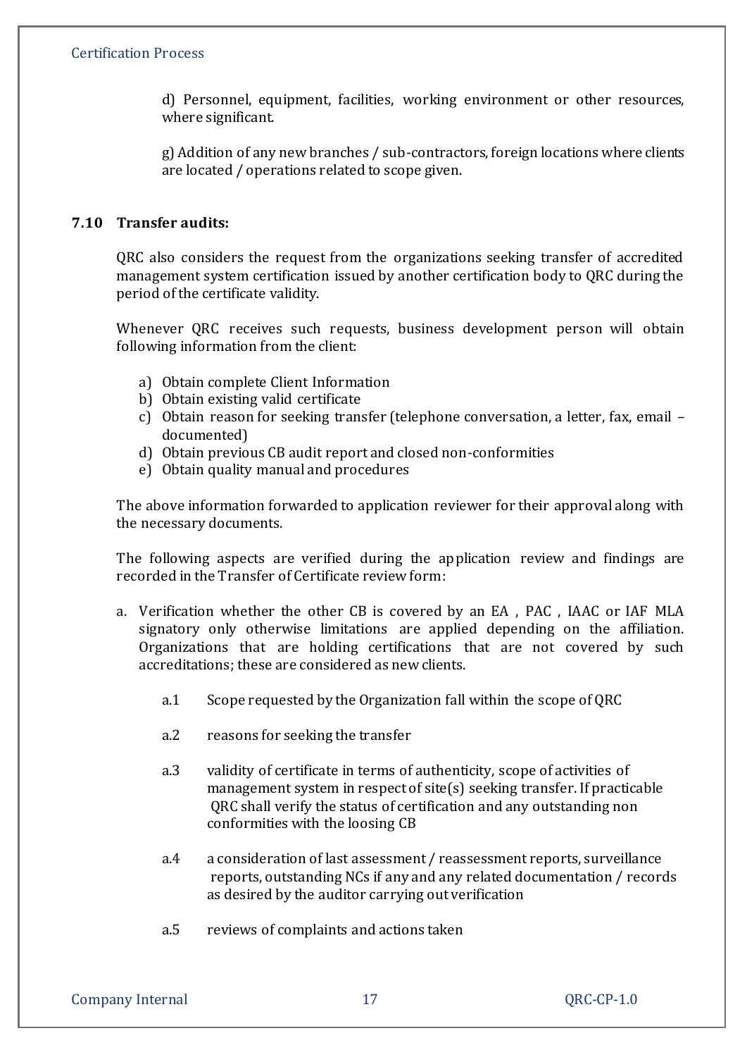d) Personnel, equipment, facilities, working environment or other resources, where significant.

g) Addition of any new branches / sub-contractors, foreign locations where clients are located / operations related to scope given.

### 7.10 Transfer audits:

QRC also considers the request from the organizations seeking transfer of accredited management system certification issued by another certification body to QRC during the period of the certificate validity.

Whenever QRC receives such requests, business development person will obtain following information from the client:

a) Obtain complete Client Information
b) Obtain existing valid certificate
c) Obtain reason for seeking transfer (telephone conversation, a letter, fax, email – documented)
d) Obtain previous CB audit report and closed non-conformities
e) Obtain quality manual and procedures

The above information forwarded to application reviewer for their approval along with the necessary documents.

The following aspects are verified during the application review and findings are recorded in the Transfer of Certificate review form:

a. Verification whether the other CB is covered by an EA , PAC , IAAC or IAF MLA signatory only otherwise limitations are applied depending on the affiliation. Organizations that are holding certifications that are not covered by such accreditations; these are considered as new clients.

   a.1 Scope requested by the Organization fall within the scope of QRC

   a.2 reasons for seeking the transfer

   a.3 validity of certificate in terms of authenticity, scope of activities of management system in respect of site(s) seeking transfer. If practicable QRC shall verify the status of certification and any outstanding non conformities with the loosing CB

   a.4 a consideration of last assessment / reassessment reports, surveillance reports, outstanding NCs if any and any related documentation / records as desired by the auditor carrying out verification

   a.5 reviews of complaints and actions taken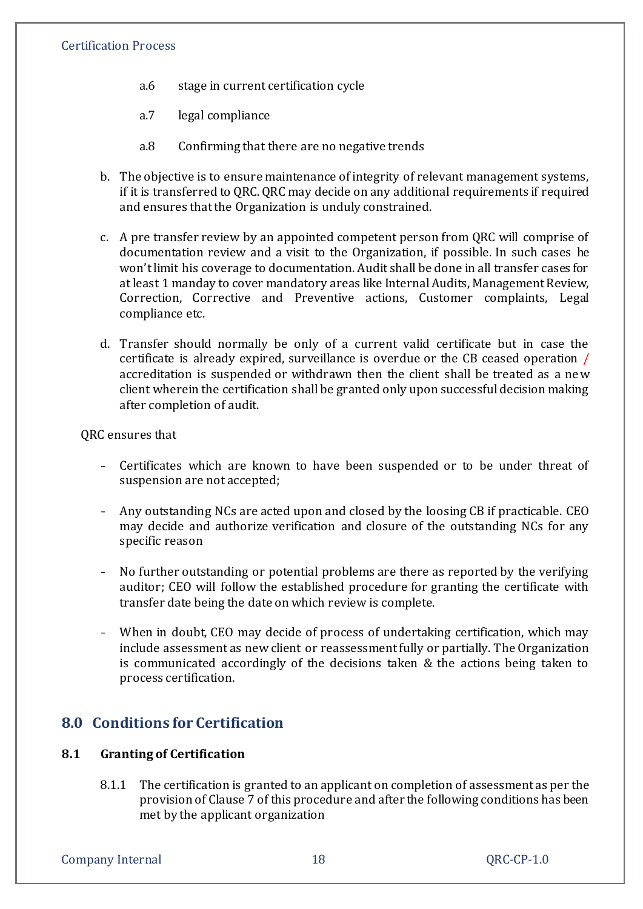a.6 stage in current certification cycle

a.7 legal compliance

a.8 Confirming that there are no negative trends

b. The objective is to ensure maintenance of integrity of relevant management systems, if it is transferred to QRC. QRC may decide on any additional requirements if required and ensures that the Organization is unduly constrained.

c. A pre transfer review by an appointed competent person from QRC will comprise of documentation review and a visit to the Organization, if possible. In such cases he won't limit his coverage to documentation. Audit shall be done in all transfer cases for at least 1 manday to cover mandatory areas like Internal Audits, Management Review, Correction, Corrective and Preventive actions, Customer complaints, Legal compliance etc.

d. Transfer should normally be only of a current valid certificate but in case the certificate is already expired, surveillance is overdue or the CB ceased operation / accreditation is suspended or withdrawn then the client shall be treated as a new client wherein the certification shall be granted only upon successful decision making after completion of audit.

QRC ensures that

- Certificates which are known to have been suspended or to be under threat of suspension are not accepted;
- Any outstanding NCs are acted upon and closed by the loosing CB if practicable. CEO may decide and authorize verification and closure of the outstanding NCs for any specific reason
- No further outstanding or potential problems are there as reported by the verifying auditor; CEO will follow the established procedure for granting the certificate with transfer date being the date on which review is complete.
- When in doubt, CEO may decide of process of undertaking certification, which may include assessment as new client or reassessment fully or partially. The Organization is communicated accordingly of the decisions taken & the actions being taken to process certification.

## 8.0 Conditions for Certification

### 8.1 Granting of Certification

8.1.1 The certification is granted to an applicant on completion of assessment as per the provision of Clause 7 of this procedure and after the following conditions has been met by the applicant organization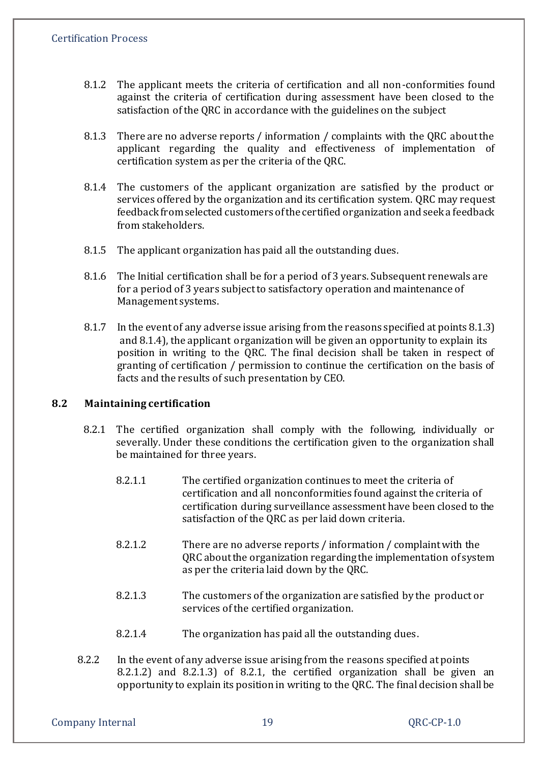8.1.2 The applicant meets the criteria of certification and all non-conformities found against the criteria of certification during assessment have been closed to the satisfaction of the QRC in accordance with the guidelines on the subject

8.1.3 There are no adverse reports / information / complaints with the QRC about the applicant regarding the quality and effectiveness of implementation of certification system as per the criteria of the QRC.

8.1.4 The customers of the applicant organization are satisfied by the product or services offered by the organization and its certification system. QRC may request feedback from selected customers of the certified organization and seek a feedback from stakeholders.

8.1.5 The applicant organization has paid all the outstanding dues.

8.1.6 The Initial certification shall be for a period of 3 years. Subsequent renewals are for a period of 3 years subject to satisfactory operation and maintenance of Management systems.

8.1.7 In the event of any adverse issue arising from the reasons specified at points 8.1.3) and 8.1.4), the applicant organization will be given an opportunity to explain its position in writing to the QRC. The final decision shall be taken in respect of granting of certification / permission to continue the certification on the basis of facts and the results of such presentation by CEO.

## 8.2 Maintaining certification

8.2.1 The certified organization shall comply with the following, individually or severally. Under these conditions the certification given to the organization shall be maintained for three years.

8.2.1.1 The certified organization continues to meet the criteria of certification and all nonconformities found against the criteria of certification during surveillance assessment have been closed to the satisfaction of the QRC as per laid down criteria.

8.2.1.2 There are no adverse reports / information / complaint with the QRC about the organization regarding the implementation of system as per the criteria laid down by the QRC.

8.2.1.3 The customers of the organization are satisfied by the product or services of the certified organization.

8.2.1.4 The organization has paid all the outstanding dues.

8.2.2 In the event of any adverse issue arising from the reasons specified at points 8.2.1.2) and 8.2.1.3) of 8.2.1, the certified organization shall be given an opportunity to explain its position in writing to the QRC. The final decision shall be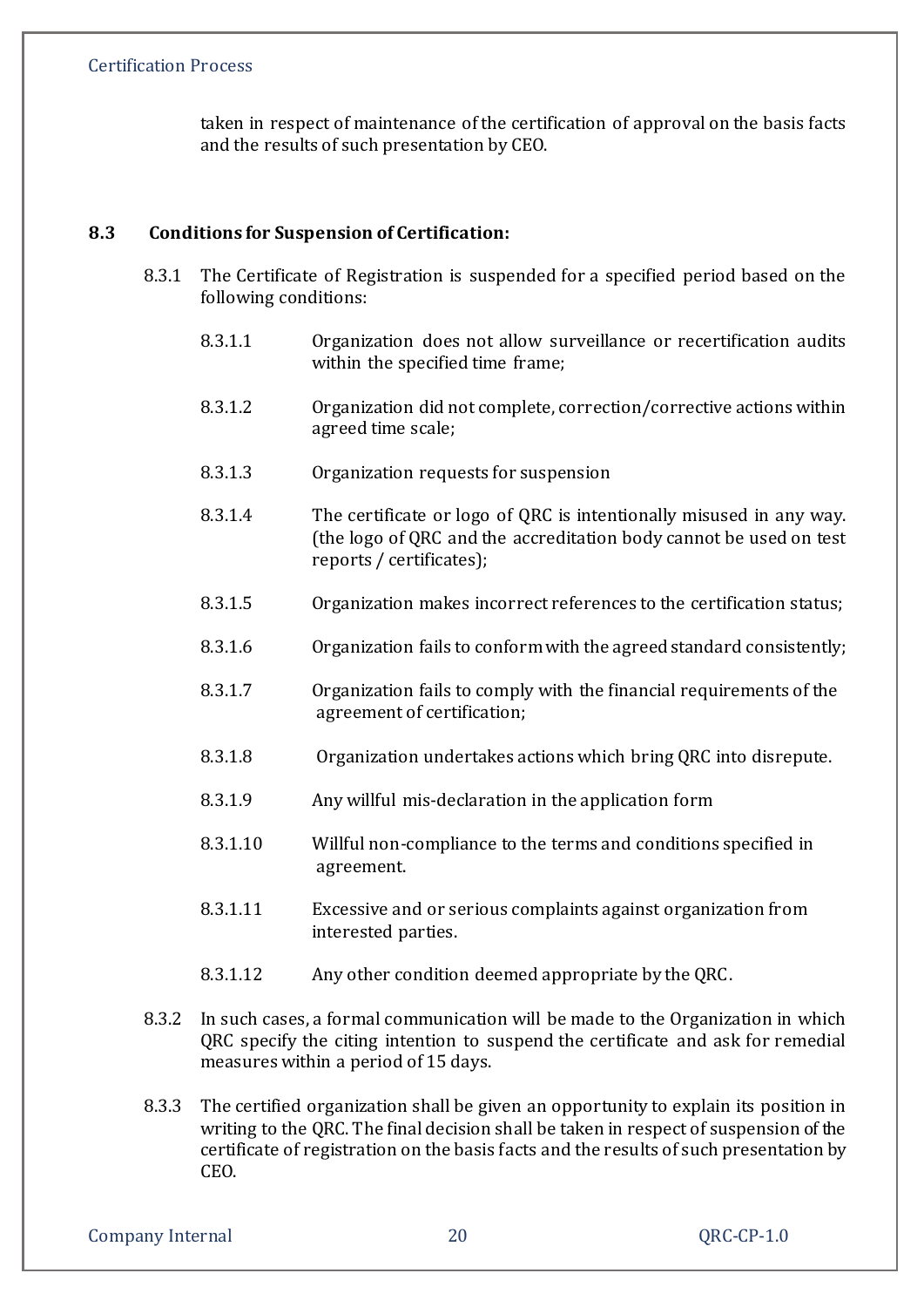taken in respect of maintenance of the certification of approval on the basis facts and the results of such presentation by CEO.

### 8.3 Conditions for Suspension of Certification:

8.3.1 The Certificate of Registration is suspended for a specified period based on the following conditions:

- 8.3.1.1 Organization does not allow surveillance or recertification audits within the specified time frame;
- 8.3.1.2 Organization did not complete, correction/corrective actions within agreed time scale;
- 8.3.1.3 Organization requests for suspension
- 8.3.1.4 The certificate or logo of QRC is intentionally misused in any way. (the logo of QRC and the accreditation body cannot be used on test reports / certificates);
- 8.3.1.5 Organization makes incorrect references to the certification status;
- 8.3.1.6 Organization fails to conform with the agreed standard consistently;
- 8.3.1.7 Organization fails to comply with the financial requirements of the agreement of certification;
- 8.3.1.8 Organization undertakes actions which bring QRC into disrepute.
- 8.3.1.9 Any willful mis-declaration in the application form
- 8.3.1.10 Willful non-compliance to the terms and conditions specified in agreement.
- 8.3.1.11 Excessive and or serious complaints against organization from interested parties.
- 8.3.1.12 Any other condition deemed appropriate by the QRC.

8.3.2 In such cases, a formal communication will be made to the Organization in which QRC specify the citing intention to suspend the certificate and ask for remedial measures within a period of 15 days.

8.3.3 The certified organization shall be given an opportunity to explain its position in writing to the QRC. The final decision shall be taken in respect of suspension of the certificate of registration on the basis facts and the results of such presentation by CEO.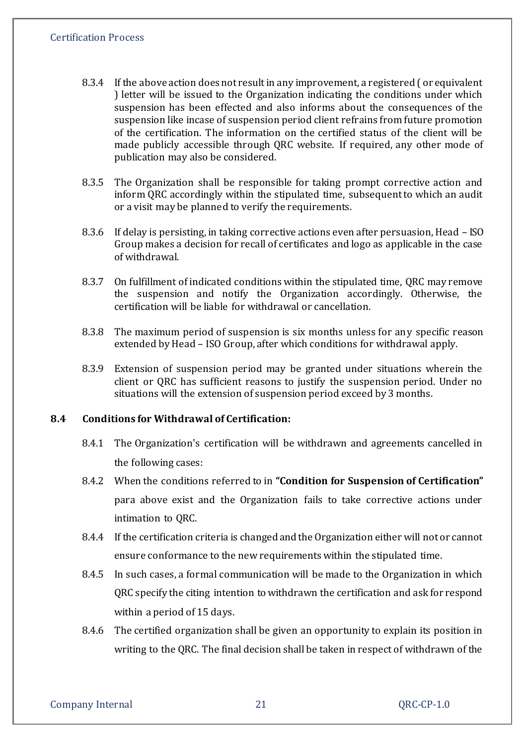8.3.4 If the above action does not result in any improvement, a registered ( or equivalent ) letter will be issued to the Organization indicating the conditions under which suspension has been effected and also informs about the consequences of the suspension like incase of suspension period client refrains from future promotion of the certification. The information on the certified status of the client will be made publicly accessible through QRC website. If required, any other mode of publication may also be considered.

8.3.5 The Organization shall be responsible for taking prompt corrective action and inform QRC accordingly within the stipulated time, subsequent to which an audit or a visit may be planned to verify the requirements.

8.3.6 If delay is persisting, in taking corrective actions even after persuasion, Head – ISO Group makes a decision for recall of certificates and logo as applicable in the case of withdrawal.

8.3.7 On fulfillment of indicated conditions within the stipulated time, QRC may remove the suspension and notify the Organization accordingly. Otherwise, the certification will be liable for withdrawal or cancellation.

8.3.8 The maximum period of suspension is six months unless for any specific reason extended by Head – ISO Group, after which conditions for withdrawal apply.

8.3.9 Extension of suspension period may be granted under situations wherein the client or QRC has sufficient reasons to justify the suspension period. Under no situations will the extension of suspension period exceed by 3 months.

## 8.4 Conditions for Withdrawal of Certification:

8.4.1 The Organization's certification will be withdrawn and agreements cancelled in the following cases:

8.4.2 When the conditions referred to in **"Condition for Suspension of Certification"** para above exist and the Organization fails to take corrective actions under intimation to QRC.

8.4.4 If the certification criteria is changed and the Organization either will not or cannot ensure conformance to the new requirements within the stipulated time.

8.4.5 In such cases, a formal communication will be made to the Organization in which QRC specify the citing intention to withdrawn the certification and ask for respond within a period of 15 days.

8.4.6 The certified organization shall be given an opportunity to explain its position in writing to the QRC. The final decision shall be taken in respect of withdrawn of the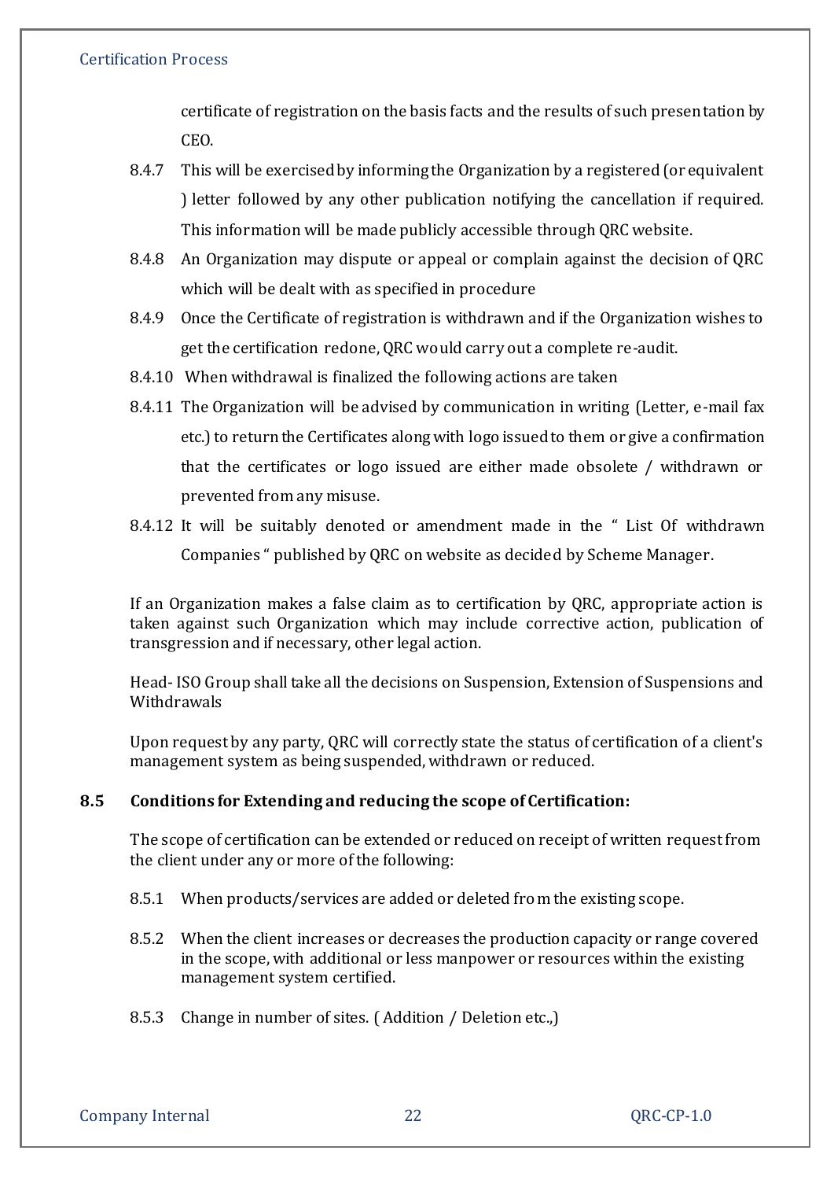certificate of registration on the basis facts and the results of such presentation by CEO.

8.4.7 This will be exercised by informing the Organization by a registered (or equivalent ) letter followed by any other publication notifying the cancellation if required. This information will be made publicly accessible through QRC website.

8.4.8 An Organization may dispute or appeal or complain against the decision of QRC which will be dealt with as specified in procedure

8.4.9 Once the Certificate of registration is withdrawn and if the Organization wishes to get the certification redone, QRC would carry out a complete re-audit.

8.4.10 When withdrawal is finalized the following actions are taken

8.4.11 The Organization will be advised by communication in writing (Letter, e-mail fax etc.) to return the Certificates along with logo issued to them or give a confirmation that the certificates or logo issued are either made obsolete / withdrawn or prevented from any misuse.

8.4.12 It will be suitably denoted or amendment made in the " List Of withdrawn Companies " published by QRC on website as decided by Scheme Manager.

If an Organization makes a false claim as to certification by QRC, appropriate action is taken against such Organization which may include corrective action, publication of transgression and if necessary, other legal action.

Head- ISO Group shall take all the decisions on Suspension, Extension of Suspensions and Withdrawals

Upon request by any party, QRC will correctly state the status of certification of a client's management system as being suspended, withdrawn or reduced.

### 8.5 Conditions for Extending and reducing the scope of Certification:

The scope of certification can be extended or reduced on receipt of written request from the client under any or more of the following:

8.5.1 When products/services are added or deleted from the existing scope.

8.5.2 When the client increases or decreases the production capacity or range covered in the scope, with additional or less manpower or resources within the existing management system certified.

8.5.3 Change in number of sites. ( Addition / Deletion etc.,)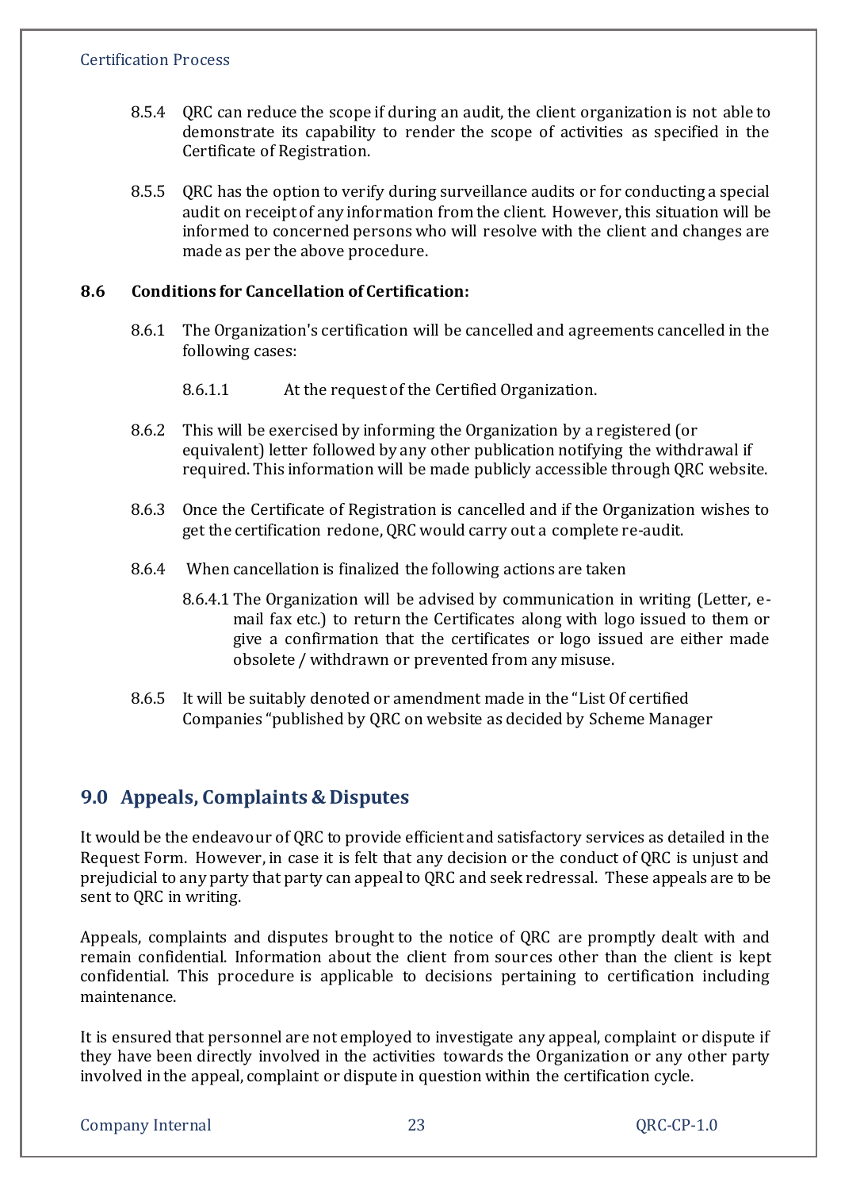8.5.4 QRC can reduce the scope if during an audit, the client organization is not able to demonstrate its capability to render the scope of activities as specified in the Certificate of Registration.

8.5.5 QRC has the option to verify during surveillance audits or for conducting a special audit on receipt of any information from the client. However, this situation will be informed to concerned persons who will resolve with the client and changes are made as per the above procedure.

**8.6 Conditions for Cancellation of Certification:**

8.6.1 The Organization's certification will be cancelled and agreements cancelled in the following cases:

8.6.1.1 At the request of the Certified Organization.

8.6.2 This will be exercised by informing the Organization by a registered (or equivalent) letter followed by any other publication notifying the withdrawal if required. This information will be made publicly accessible through QRC website.

8.6.3 Once the Certificate of Registration is cancelled and if the Organization wishes to get the certification redone, QRC would carry out a complete re-audit.

8.6.4 When cancellation is finalized the following actions are taken

8.6.4.1 The Organization will be advised by communication in writing (Letter, e-mail fax etc.) to return the Certificates along with logo issued to them or give a confirmation that the certificates or logo issued are either made obsolete / withdrawn or prevented from any misuse.

8.6.5 It will be suitably denoted or amendment made in the "List Of certified Companies "published by QRC on website as decided by Scheme Manager

## 9.0 Appeals, Complaints & Disputes

It would be the endeavour of QRC to provide efficient and satisfactory services as detailed in the Request Form. However, in case it is felt that any decision or the conduct of QRC is unjust and prejudicial to any party that party can appeal to QRC and seek redressal. These appeals are to be sent to QRC in writing.

Appeals, complaints and disputes brought to the notice of QRC are promptly dealt with and remain confidential. Information about the client from sources other than the client is kept confidential. This procedure is applicable to decisions pertaining to certification including maintenance.

It is ensured that personnel are not employed to investigate any appeal, complaint or dispute if they have been directly involved in the activities towards the Organization or any other party involved in the appeal, complaint or dispute in question within the certification cycle.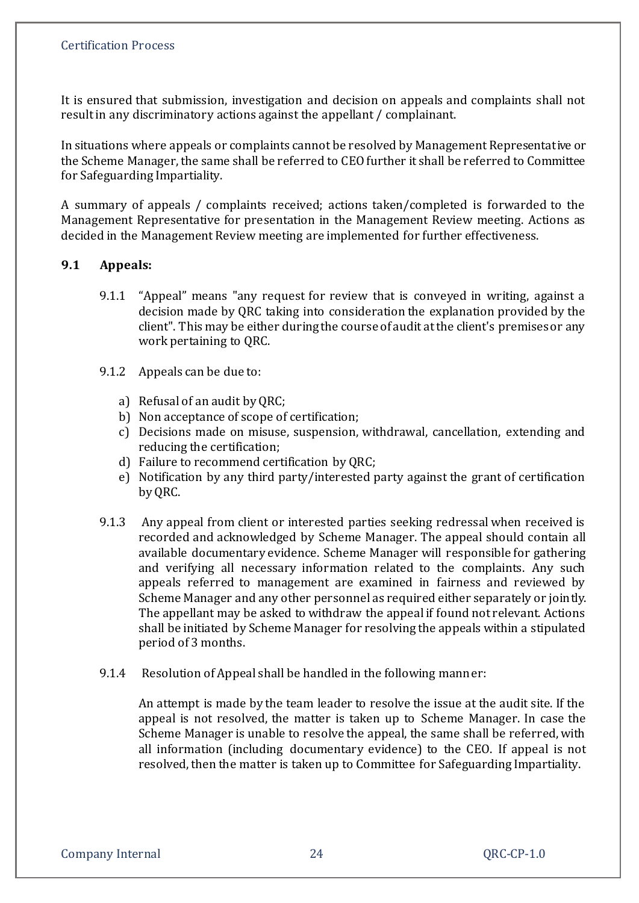It is ensured that submission, investigation and decision on appeals and complaints shall not result in any discriminatory actions against the appellant / complainant.

In situations where appeals or complaints cannot be resolved by Management Representative or the Scheme Manager, the same shall be referred to CEO further it shall be referred to Committee for Safeguarding Impartiality.

A summary of appeals / complaints received; actions taken/completed is forwarded to the Management Representative for presentation in the Management Review meeting. Actions as decided in the Management Review meeting are implemented for further effectiveness.

## 9.1 Appeals:

9.1.1 "Appeal" means "any request for review that is conveyed in writing, against a decision made by QRC taking into consideration the explanation provided by the client". This may be either during the course of audit at the client's premises or any work pertaining to QRC.

9.1.2 Appeals can be due to:

a) Refusal of an audit by QRC;
b) Non acceptance of scope of certification;
c) Decisions made on misuse, suspension, withdrawal, cancellation, extending and reducing the certification;
d) Failure to recommend certification by QRC;
e) Notification by any third party/interested party against the grant of certification by QRC.

9.1.3 Any appeal from client or interested parties seeking redressal when received is recorded and acknowledged by Scheme Manager. The appeal should contain all available documentary evidence. Scheme Manager will responsible for gathering and verifying all necessary information related to the complaints. Any such appeals referred to management are examined in fairness and reviewed by Scheme Manager and any other personnel as required either separately or jointly. The appellant may be asked to withdraw the appeal if found not relevant. Actions shall be initiated by Scheme Manager for resolving the appeals within a stipulated period of 3 months.

9.1.4 Resolution of Appeal shall be handled in the following manner:

An attempt is made by the team leader to resolve the issue at the audit site. If the appeal is not resolved, the matter is taken up to Scheme Manager. In case the Scheme Manager is unable to resolve the appeal, the same shall be referred, with all information (including documentary evidence) to the CEO. If appeal is not resolved, then the matter is taken up to Committee for Safeguarding Impartiality.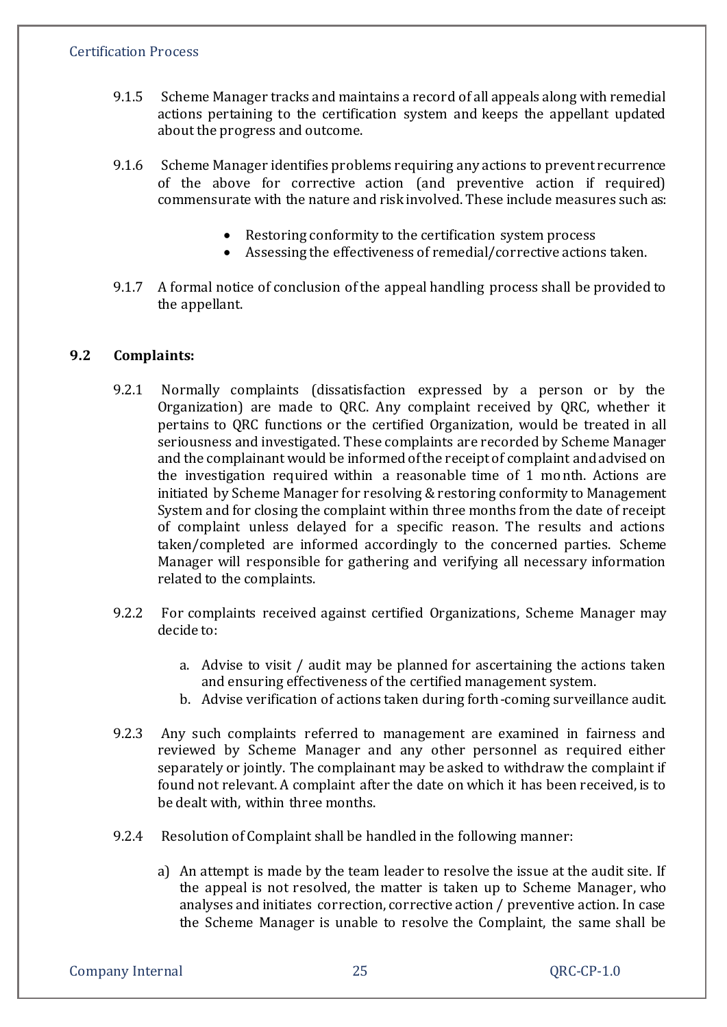9.1.5 Scheme Manager tracks and maintains a record of all appeals along with remedial actions pertaining to the certification system and keeps the appellant updated about the progress and outcome.

9.1.6 Scheme Manager identifies problems requiring any actions to prevent recurrence of the above for corrective action (and preventive action if required) commensurate with the nature and risk involved. These include measures such as:

- Restoring conformity to the certification system process
- Assessing the effectiveness of remedial/corrective actions taken.

9.1.7 A formal notice of conclusion of the appeal handling process shall be provided to the appellant.

## 9.2 Complaints:

9.2.1 Normally complaints (dissatisfaction expressed by a person or by the Organization) are made to QRC. Any complaint received by QRC, whether it pertains to QRC functions or the certified Organization, would be treated in all seriousness and investigated. These complaints are recorded by Scheme Manager and the complainant would be informed of the receipt of complaint and advised on the investigation required within a reasonable time of 1 month. Actions are initiated by Scheme Manager for resolving & restoring conformity to Management System and for closing the complaint within three months from the date of receipt of complaint unless delayed for a specific reason. The results and actions taken/completed are informed accordingly to the concerned parties. Scheme Manager will responsible for gathering and verifying all necessary information related to the complaints.

9.2.2 For complaints received against certified Organizations, Scheme Manager may decide to:

a. Advise to visit / audit may be planned for ascertaining the actions taken and ensuring effectiveness of the certified management system.
b. Advise verification of actions taken during forth-coming surveillance audit.

9.2.3 Any such complaints referred to management are examined in fairness and reviewed by Scheme Manager and any other personnel as required either separately or jointly. The complainant may be asked to withdraw the complaint if found not relevant. A complaint after the date on which it has been received, is to be dealt with, within three months.

9.2.4 Resolution of Complaint shall be handled in the following manner:

a) An attempt is made by the team leader to resolve the issue at the audit site. If the appeal is not resolved, the matter is taken up to Scheme Manager, who analyses and initiates correction, corrective action / preventive action. In case the Scheme Manager is unable to resolve the Complaint, the same shall be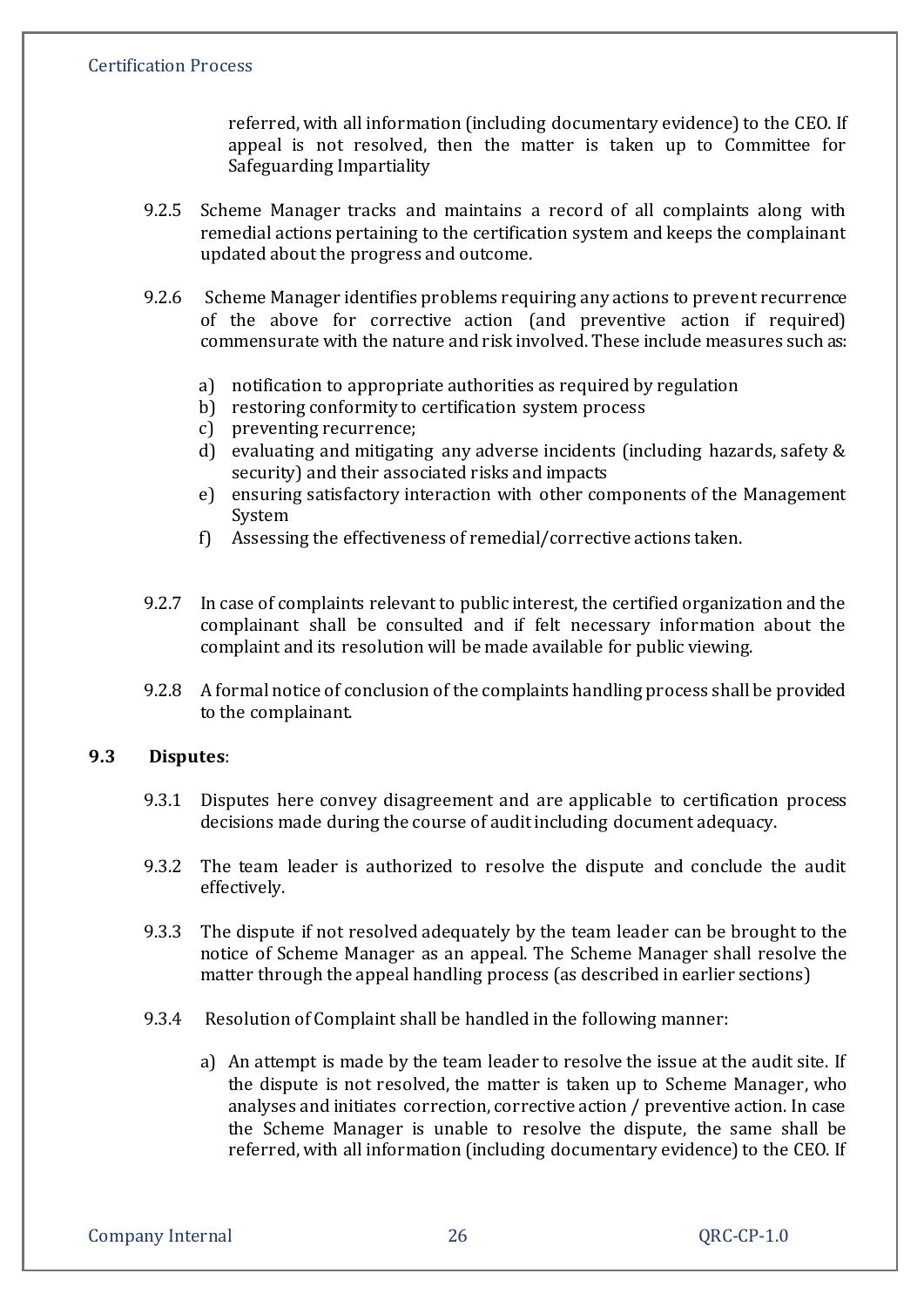referred, with all information (including documentary evidence) to the CEO. If appeal is not resolved, then the matter is taken up to Committee for Safeguarding Impartiality

9.2.5 Scheme Manager tracks and maintains a record of all complaints along with remedial actions pertaining to the certification system and keeps the complainant updated about the progress and outcome.

9.2.6 Scheme Manager identifies problems requiring any actions to prevent recurrence of the above for corrective action (and preventive action if required) commensurate with the nature and risk involved. These include measures such as:

a) notification to appropriate authorities as required by regulation
b) restoring conformity to certification system process
c) preventing recurrence;
d) evaluating and mitigating any adverse incidents (including hazards, safety & security) and their associated risks and impacts
e) ensuring satisfactory interaction with other components of the Management System
f) Assessing the effectiveness of remedial/corrective actions taken.

9.2.7 In case of complaints relevant to public interest, the certified organization and the complainant shall be consulted and if felt necessary information about the complaint and its resolution will be made available for public viewing.

9.2.8 A formal notice of conclusion of the complaints handling process shall be provided to the complainant.

## 9.3 Disputes:

9.3.1 Disputes here convey disagreement and are applicable to certification process decisions made during the course of audit including document adequacy.

9.3.2 The team leader is authorized to resolve the dispute and conclude the audit effectively.

9.3.3 The dispute if not resolved adequately by the team leader can be brought to the notice of Scheme Manager as an appeal. The Scheme Manager shall resolve the matter through the appeal handling process (as described in earlier sections)

9.3.4 Resolution of Complaint shall be handled in the following manner:

a) An attempt is made by the team leader to resolve the issue at the audit site. If the dispute is not resolved, the matter is taken up to Scheme Manager, who analyses and initiates correction, corrective action / preventive action. In case the Scheme Manager is unable to resolve the dispute, the same shall be referred, with all information (including documentary evidence) to the CEO. If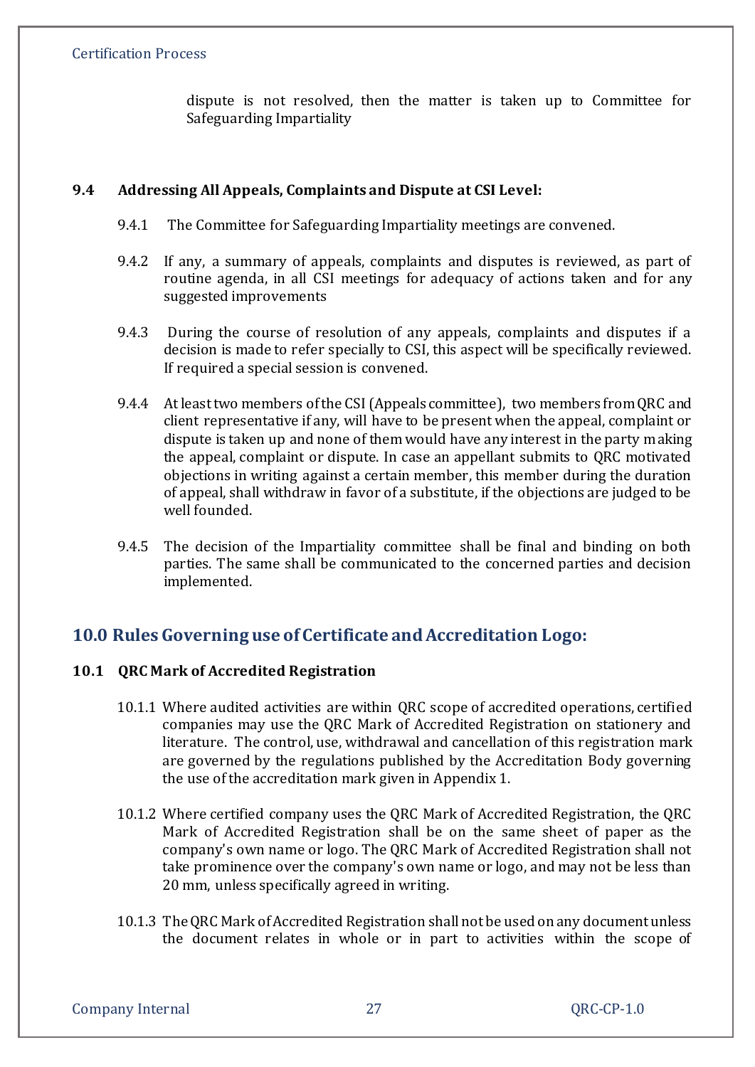dispute is not resolved, then the matter is taken up to Committee for Safeguarding Impartiality

### 9.4 Addressing All Appeals, Complaints and Dispute at CSI Level:

9.4.1 The Committee for Safeguarding Impartiality meetings are convened.

9.4.2 If any, a summary of appeals, complaints and disputes is reviewed, as part of routine agenda, in all CSI meetings for adequacy of actions taken and for any suggested improvements

9.4.3 During the course of resolution of any appeals, complaints and disputes if a decision is made to refer specially to CSI, this aspect will be specifically reviewed. If required a special session is convened.

9.4.4 At least two members of the CSI (Appeals committee), two members from QRC and client representative if any, will have to be present when the appeal, complaint or dispute is taken up and none of them would have any interest in the party making the appeal, complaint or dispute. In case an appellant submits to QRC motivated objections in writing against a certain member, this member during the duration of appeal, shall withdraw in favor of a substitute, if the objections are judged to be well founded.

9.4.5 The decision of the Impartiality committee shall be final and binding on both parties. The same shall be communicated to the concerned parties and decision implemented.

## 10.0 Rules Governing use of Certificate and Accreditation Logo:

### 10.1 QRC Mark of Accredited Registration

10.1.1 Where audited activities are within QRC scope of accredited operations, certified companies may use the QRC Mark of Accredited Registration on stationery and literature. The control, use, withdrawal and cancellation of this registration mark are governed by the regulations published by the Accreditation Body governing the use of the accreditation mark given in Appendix 1.

10.1.2 Where certified company uses the QRC Mark of Accredited Registration, the QRC Mark of Accredited Registration shall be on the same sheet of paper as the company's own name or logo. The QRC Mark of Accredited Registration shall not take prominence over the company's own name or logo, and may not be less than 20 mm, unless specifically agreed in writing.

10.1.3 The QRC Mark of Accredited Registration shall not be used on any document unless the document relates in whole or in part to activities within the scope of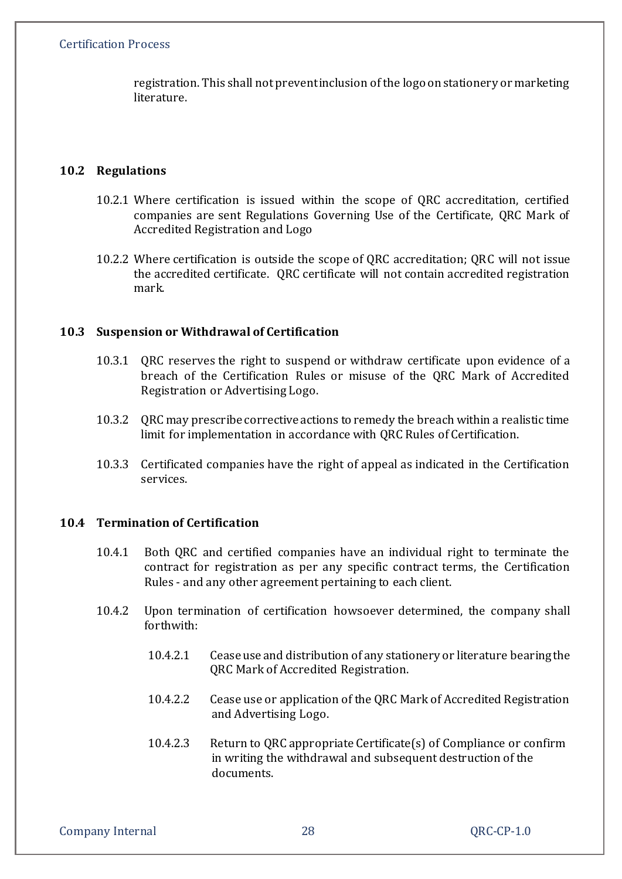registration. This shall not prevent inclusion of the logo on stationery or marketing literature.

## 10.2 Regulations

10.2.1 Where certification is issued within the scope of QRC accreditation, certified companies are sent Regulations Governing Use of the Certificate, QRC Mark of Accredited Registration and Logo

10.2.2 Where certification is outside the scope of QRC accreditation; QRC will not issue the accredited certificate. QRC certificate will not contain accredited registration mark.

## 10.3 Suspension or Withdrawal of Certification

10.3.1 QRC reserves the right to suspend or withdraw certificate upon evidence of a breach of the Certification Rules or misuse of the QRC Mark of Accredited Registration or Advertising Logo.

10.3.2 QRC may prescribe corrective actions to remedy the breach within a realistic time limit for implementation in accordance with QRC Rules of Certification.

10.3.3 Certificated companies have the right of appeal as indicated in the Certification services.

## 10.4 Termination of Certification

10.4.1 Both QRC and certified companies have an individual right to terminate the contract for registration as per any specific contract terms, the Certification Rules - and any other agreement pertaining to each client.

10.4.2 Upon termination of certification howsoever determined, the company shall forthwith:

10.4.2.1 Cease use and distribution of any stationery or literature bearing the QRC Mark of Accredited Registration.

10.4.2.2 Cease use or application of the QRC Mark of Accredited Registration and Advertising Logo.

10.4.2.3 Return to QRC appropriate Certificate(s) of Compliance or confirm in writing the withdrawal and subsequent destruction of the documents.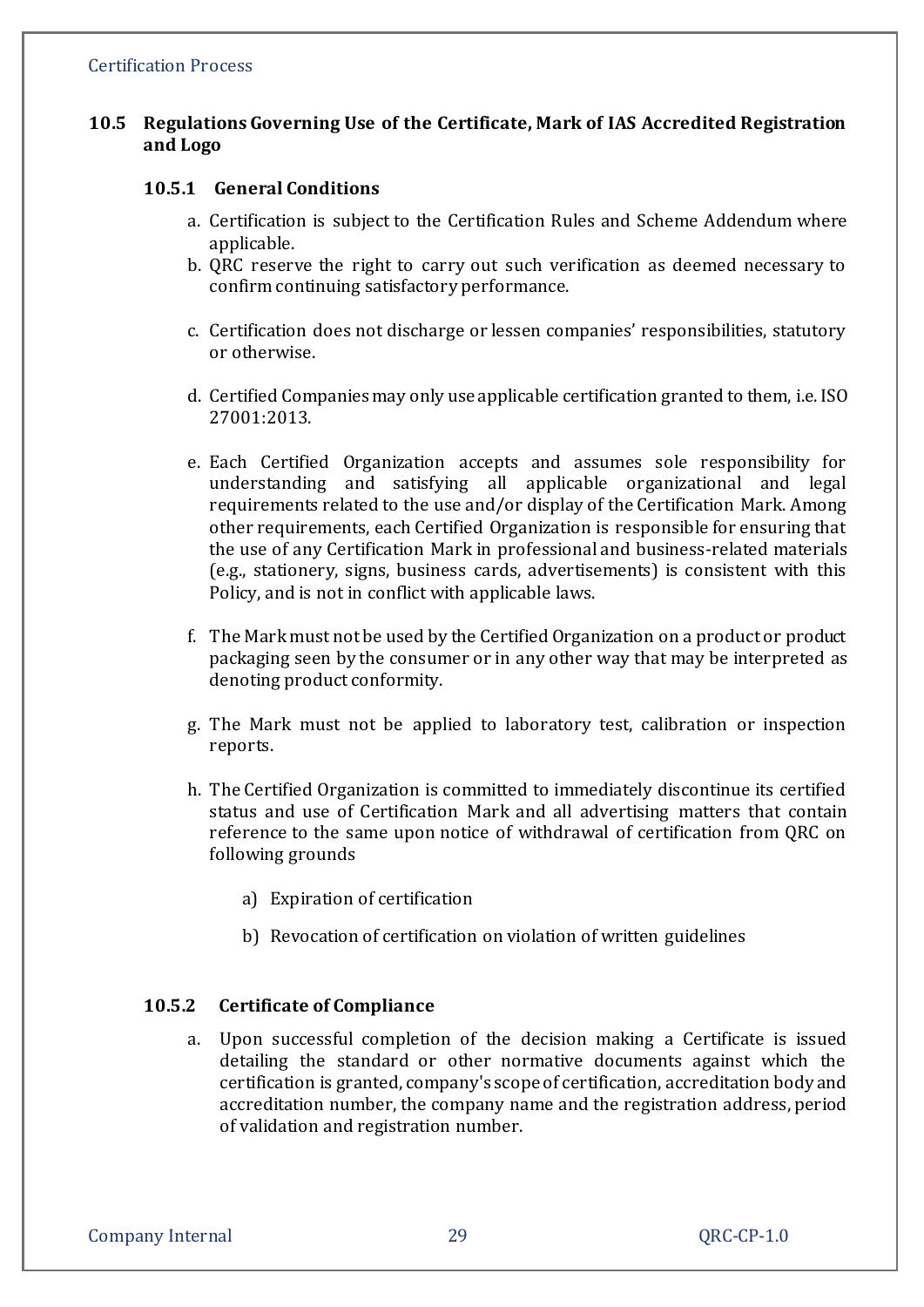### 10.5 Regulations Governing Use of the Certificate, Mark of IAS Accredited Registration and Logo

#### 10.5.1 General Conditions

a. Certification is subject to the Certification Rules and Scheme Addendum where applicable.

b. QRC reserve the right to carry out such verification as deemed necessary to confirm continuing satisfactory performance.

c. Certification does not discharge or lessen companies' responsibilities, statutory or otherwise.

d. Certified Companies may only use applicable certification granted to them, i.e. ISO 27001:2013.

e. Each Certified Organization accepts and assumes sole responsibility for understanding and satisfying all applicable organizational and legal requirements related to the use and/or display of the Certification Mark. Among other requirements, each Certified Organization is responsible for ensuring that the use of any Certification Mark in professional and business-related materials (e.g., stationery, signs, business cards, advertisements) is consistent with this Policy, and is not in conflict with applicable laws.

f. The Mark must not be used by the Certified Organization on a product or product packaging seen by the consumer or in any other way that may be interpreted as denoting product conformity.

g. The Mark must not be applied to laboratory test, calibration or inspection reports.

h. The Certified Organization is committed to immediately discontinue its certified status and use of Certification Mark and all advertising matters that contain reference to the same upon notice of withdrawal of certification from QRC on following grounds

   a) Expiration of certification

   b) Revocation of certification on violation of written guidelines

#### 10.5.2 Certificate of Compliance

a. Upon successful completion of the decision making a Certificate is issued detailing the standard or other normative documents against which the certification is granted, company's scope of certification, accreditation body and accreditation number, the company name and the registration address, period of validation and registration number.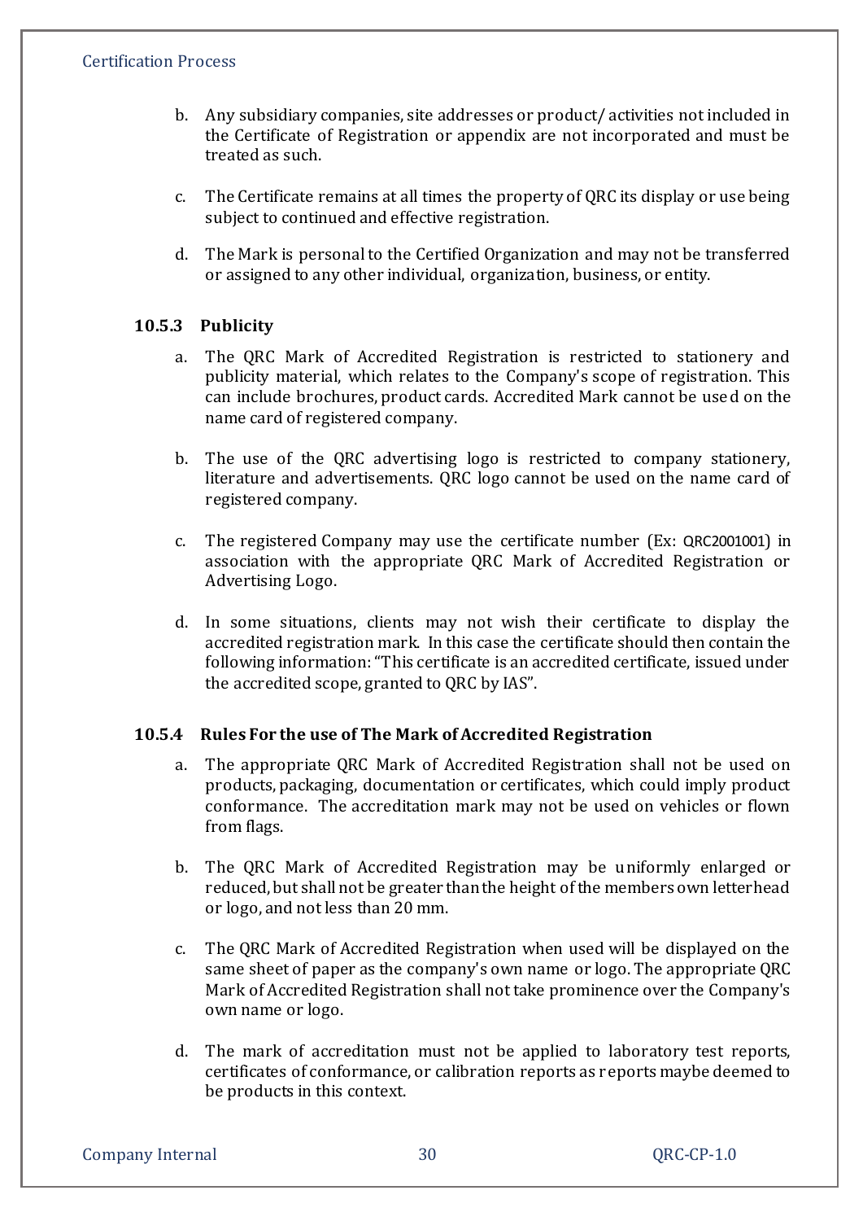b. Any subsidiary companies, site addresses or product/ activities not included in the Certificate of Registration or appendix are not incorporated and must be treated as such.

c. The Certificate remains at all times the property of QRC its display or use being subject to continued and effective registration.

d. The Mark is personal to the Certified Organization and may not be transferred or assigned to any other individual, organization, business, or entity.

### 10.5.3 Publicity

a. The QRC Mark of Accredited Registration is restricted to stationery and publicity material, which relates to the Company's scope of registration. This can include brochures, product cards. Accredited Mark cannot be used on the name card of registered company.

b. The use of the QRC advertising logo is restricted to company stationery, literature and advertisements. QRC logo cannot be used on the name card of registered company.

c. The registered Company may use the certificate number (Ex: QRC2001001) in association with the appropriate QRC Mark of Accredited Registration or Advertising Logo.

d. In some situations, clients may not wish their certificate to display the accredited registration mark. In this case the certificate should then contain the following information: "This certificate is an accredited certificate, issued under the accredited scope, granted to QRC by IAS".

### 10.5.4 Rules For the use of The Mark of Accredited Registration

a. The appropriate QRC Mark of Accredited Registration shall not be used on products, packaging, documentation or certificates, which could imply product conformance. The accreditation mark may not be used on vehicles or flown from flags.

b. The QRC Mark of Accredited Registration may be uniformly enlarged or reduced, but shall not be greater than the height of the members own letterhead or logo, and not less than 20 mm.

c. The QRC Mark of Accredited Registration when used will be displayed on the same sheet of paper as the company's own name or logo. The appropriate QRC Mark of Accredited Registration shall not take prominence over the Company's own name or logo.

d. The mark of accreditation must not be applied to laboratory test reports, certificates of conformance, or calibration reports as reports maybe deemed to be products in this context.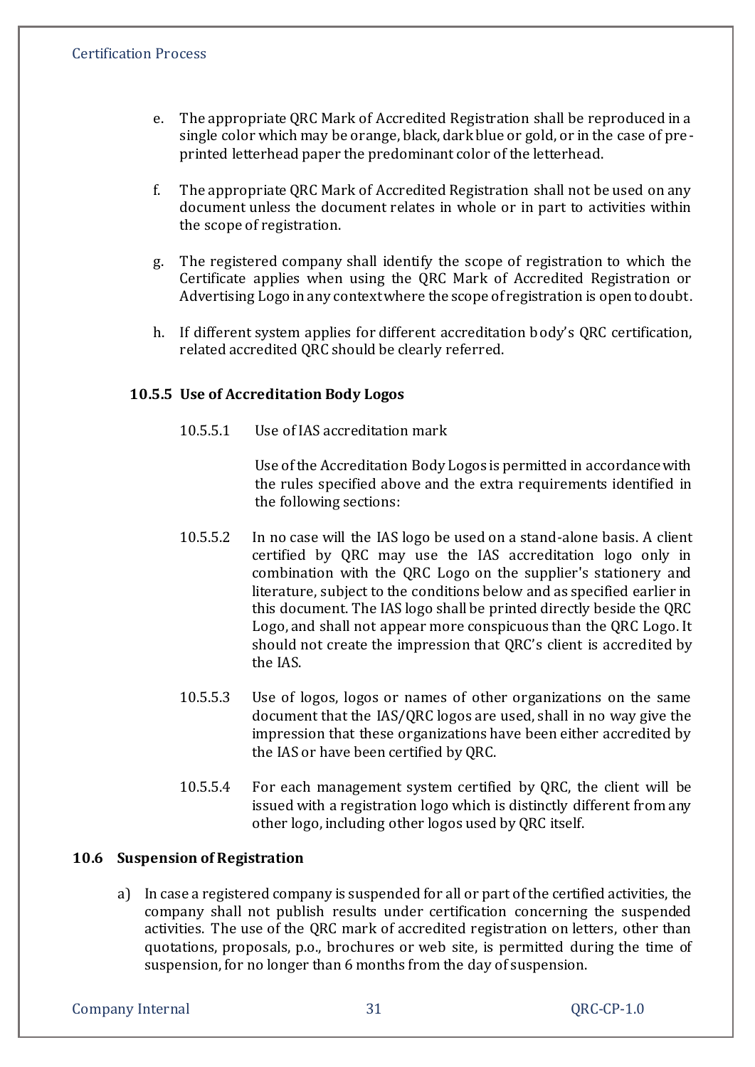e. The appropriate QRC Mark of Accredited Registration shall be reproduced in a single color which may be orange, black, dark blue or gold, or in the case of pre-printed letterhead paper the predominant color of the letterhead.

f. The appropriate QRC Mark of Accredited Registration shall not be used on any document unless the document relates in whole or in part to activities within the scope of registration.

g. The registered company shall identify the scope of registration to which the Certificate applies when using the QRC Mark of Accredited Registration or Advertising Logo in any context where the scope of registration is open to doubt.

h. If different system applies for different accreditation body's QRC certification, related accredited QRC should be clearly referred.

### 10.5.5 Use of Accreditation Body Logos

10.5.5.1 Use of IAS accreditation mark

Use of the Accreditation Body Logos is permitted in accordance with the rules specified above and the extra requirements identified in the following sections:

10.5.5.2 In no case will the IAS logo be used on a stand-alone basis. A client certified by QRC may use the IAS accreditation logo only in combination with the QRC Logo on the supplier's stationery and literature, subject to the conditions below and as specified earlier in this document. The IAS logo shall be printed directly beside the QRC Logo, and shall not appear more conspicuous than the QRC Logo. It should not create the impression that QRC's client is accredited by the IAS.

10.5.5.3 Use of logos, logos or names of other organizations on the same document that the IAS/QRC logos are used, shall in no way give the impression that these organizations have been either accredited by the IAS or have been certified by QRC.

10.5.5.4 For each management system certified by QRC, the client will be issued with a registration logo which is distinctly different from any other logo, including other logos used by QRC itself.

## 10.6 Suspension of Registration

a) In case a registered company is suspended for all or part of the certified activities, the company shall not publish results under certification concerning the suspended activities. The use of the QRC mark of accredited registration on letters, other than quotations, proposals, p.o., brochures or web site, is permitted during the time of suspension, for no longer than 6 months from the day of suspension.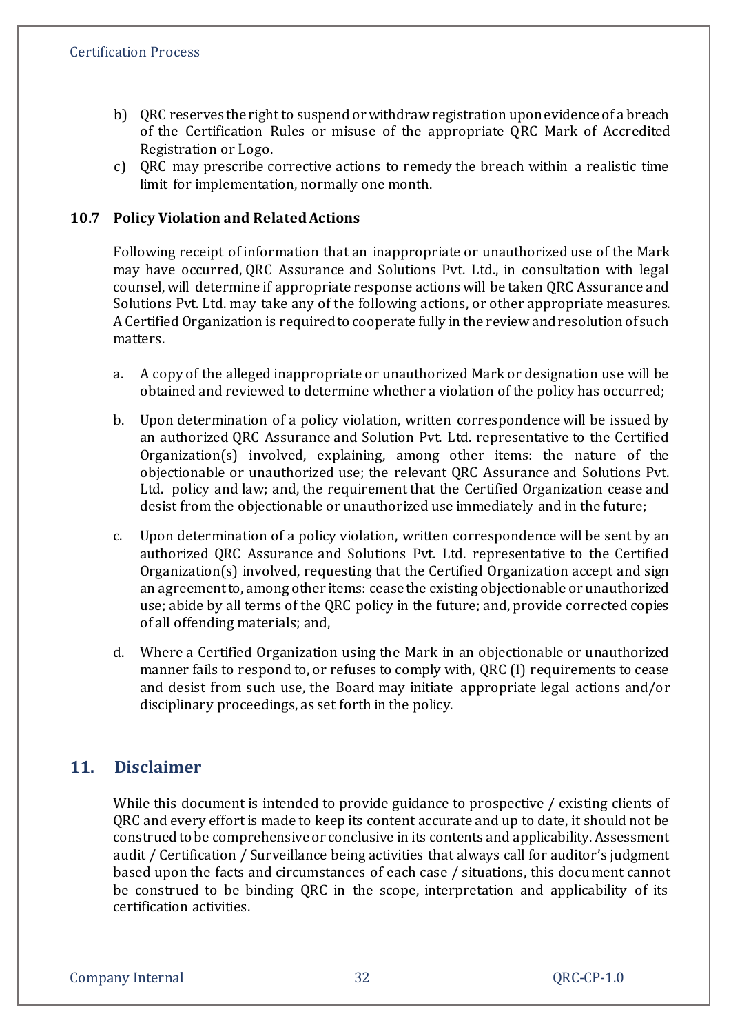b) QRC reserves the right to suspend or withdraw registration upon evidence of a breach of the Certification Rules or misuse of the appropriate QRC Mark of Accredited Registration or Logo.

c) QRC may prescribe corrective actions to remedy the breach within a realistic time limit for implementation, normally one month.

### 10.7 Policy Violation and Related Actions

Following receipt of information that an inappropriate or unauthorized use of the Mark may have occurred, QRC Assurance and Solutions Pvt. Ltd., in consultation with legal counsel, will determine if appropriate response actions will be taken QRC Assurance and Solutions Pvt. Ltd. may take any of the following actions, or other appropriate measures. A Certified Organization is required to cooperate fully in the review and resolution of such matters.

a. A copy of the alleged inappropriate or unauthorized Mark or designation use will be obtained and reviewed to determine whether a violation of the policy has occurred;

b. Upon determination of a policy violation, written correspondence will be issued by an authorized QRC Assurance and Solution Pvt. Ltd. representative to the Certified Organization(s) involved, explaining, among other items: the nature of the objectionable or unauthorized use; the relevant QRC Assurance and Solutions Pvt. Ltd. policy and law; and, the requirement that the Certified Organization cease and desist from the objectionable or unauthorized use immediately and in the future;

c. Upon determination of a policy violation, written correspondence will be sent by an authorized QRC Assurance and Solutions Pvt. Ltd. representative to the Certified Organization(s) involved, requesting that the Certified Organization accept and sign an agreement to, among other items: cease the existing objectionable or unauthorized use; abide by all terms of the QRC policy in the future; and, provide corrected copies of all offending materials; and,

d. Where a Certified Organization using the Mark in an objectionable or unauthorized manner fails to respond to, or refuses to comply with, QRC (I) requirements to cease and desist from such use, the Board may initiate appropriate legal actions and/or disciplinary proceedings, as set forth in the policy.

## 11. Disclaimer

While this document is intended to provide guidance to prospective / existing clients of QRC and every effort is made to keep its content accurate and up to date, it should not be construed to be comprehensive or conclusive in its contents and applicability. Assessment audit / Certification / Surveillance being activities that always call for auditor's judgment based upon the facts and circumstances of each case / situations, this document cannot be construed to be binding QRC in the scope, interpretation and applicability of its certification activities.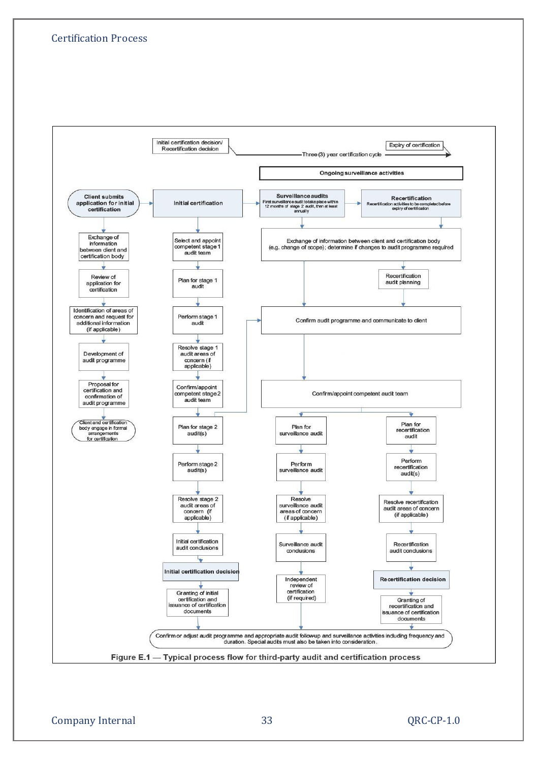Certification Process

Initial certification decision/ Recertification decision

Three (3) year certification cycle

Expiry of certification

Ongoing surveillance activities

Client submits application for initial certification

Initial certification

Surveillance audits
First surveillance audit to take place within 12 months of stage 2 audit, then at least annually

Recertification
Recertification activities to be completed before expiry of certification

Exchange of information between client and certification body

Review of application for certification

Identification of areas of concern and request for additional information (if applicable)

Development of audit programme

Proposal for certification and confirmation of audit programme

Client and certification body engage in formal arrangements for certification

Select and appoint competent stage 1 audit team

Plan for stage 1 audit

Perform stage 1 audit

Resolve stage 1 audit areas of concern (if applicable)

Confirm/appoint competent stage 2 audit team

Plan for stage 2 audit(s)

Perform stage 2 audit(s)

Resolve stage 2 audit areas of concern (if applicable)

Initial certification audit conclusions

Initial certification decision

Granting of initial certification and issuance of certification documents

Exchange of information between client and certification body (e.g. change of scope); determine if changes to audit programme required

Recertification audit planning

Confirm audit programme and communicate to client

Confirm/appoint competent audit team

Plan for surveillance audit

Perform surveillance audit

Resolve surveillance audit areas of concern (if applicable)

Surveillance audit conclusions

Independent review of certification (if required)

Plan for recertification audit

Perform recertification audit(s)

Resolve recertification audit areas of concern (if applicable)

Recertification audit conclusions

Recertification decision

Granting of recertification and issuance of certification documents

Confirm or adjust audit programme and appropriate audit follow-up and surveillance activities including frequency and duration. Special audits must also be taken into consideration.

**Figure E.1 — Typical process flow for third-party audit and certification process**